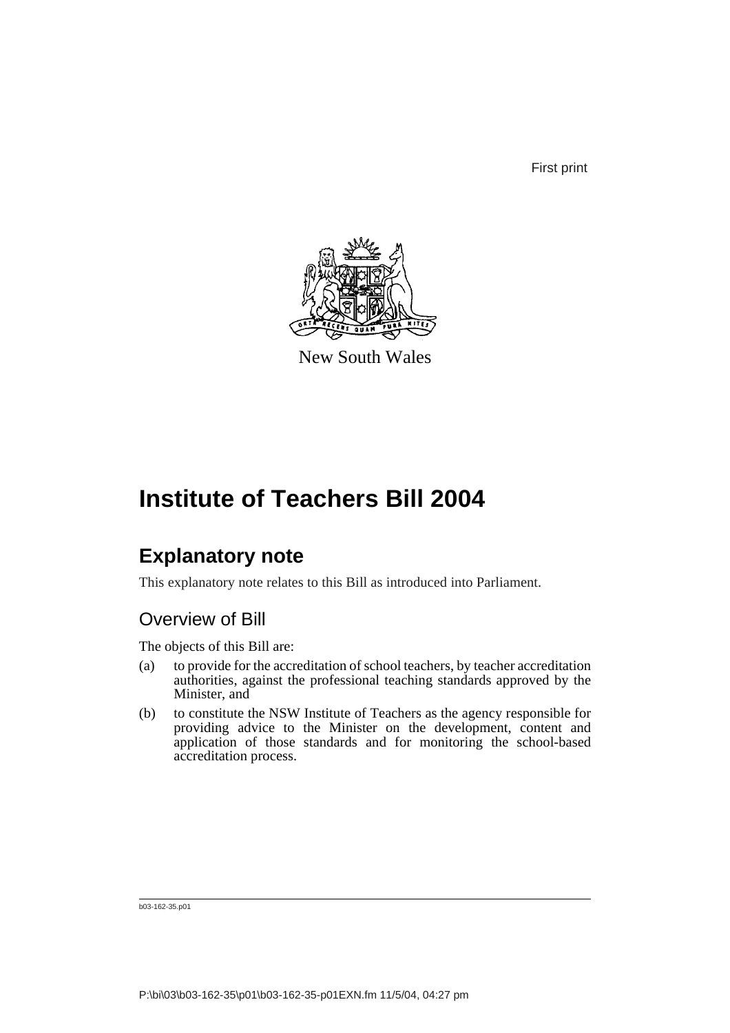First print

New South Wales

# Institute of Teachers Bill 2004

## Explanatory note

This explanatory note relates to this Bill as introduced into Parliament.

### Overview of Bill

The objects of this Bill are:

(a) to provide for the accreditation of school teachers, by teacher accreditation authorities, against the professional teaching standards approved by the Minister, and

(b) to constitute the NSW Institute of Teachers as the agency responsible for providing advice to the Minister on the development, content and application of those standards and for monitoring the school-based accreditation process.

b03-162-35.p01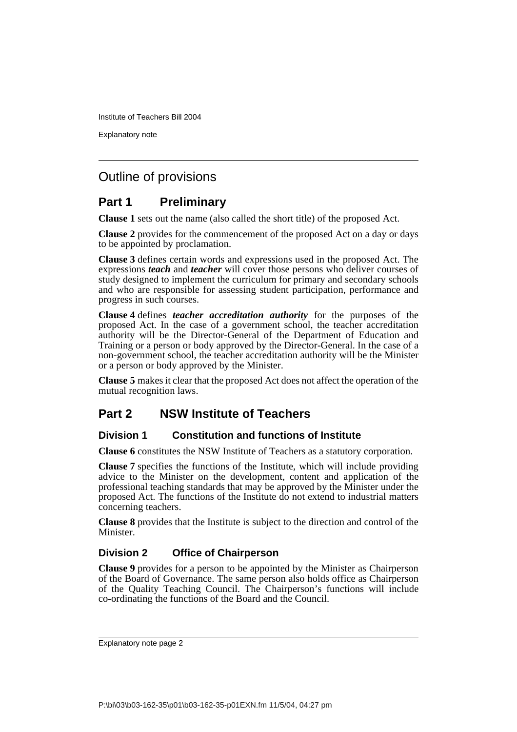# Outline of provisions

## Part 1 Preliminary

**Clause 1** sets out the name (also called the short title) of the proposed Act.

**Clause 2** provides for the commencement of the proposed Act on a day or days to be appointed by proclamation.

**Clause 3** defines certain words and expressions used in the proposed Act. The expressions ***teach*** and ***teacher*** will cover those persons who deliver courses of study designed to implement the curriculum for primary and secondary schools and who are responsible for assessing student participation, performance and progress in such courses.

**Clause 4** defines ***teacher accreditation authority*** for the purposes of the proposed Act. In the case of a government school, the teacher accreditation authority will be the Director-General of the Department of Education and Training or a person or body approved by the Director-General. In the case of a non-government school, the teacher accreditation authority will be the Minister or a person or body approved by the Minister.

**Clause 5** makes it clear that the proposed Act does not affect the operation of the mutual recognition laws.

## Part 2 NSW Institute of Teachers

### Division 1 Constitution and functions of Institute

**Clause 6** constitutes the NSW Institute of Teachers as a statutory corporation.

**Clause 7** specifies the functions of the Institute, which will include providing advice to the Minister on the development, content and application of the professional teaching standards that may be approved by the Minister under the proposed Act. The functions of the Institute do not extend to industrial matters concerning teachers.

**Clause 8** provides that the Institute is subject to the direction and control of the Minister.

### Division 2 Office of Chairperson

**Clause 9** provides for a person to be appointed by the Minister as Chairperson of the Board of Governance. The same person also holds office as Chairperson of the Quality Teaching Council. The Chairperson's functions will include co-ordinating the functions of the Board and the Council.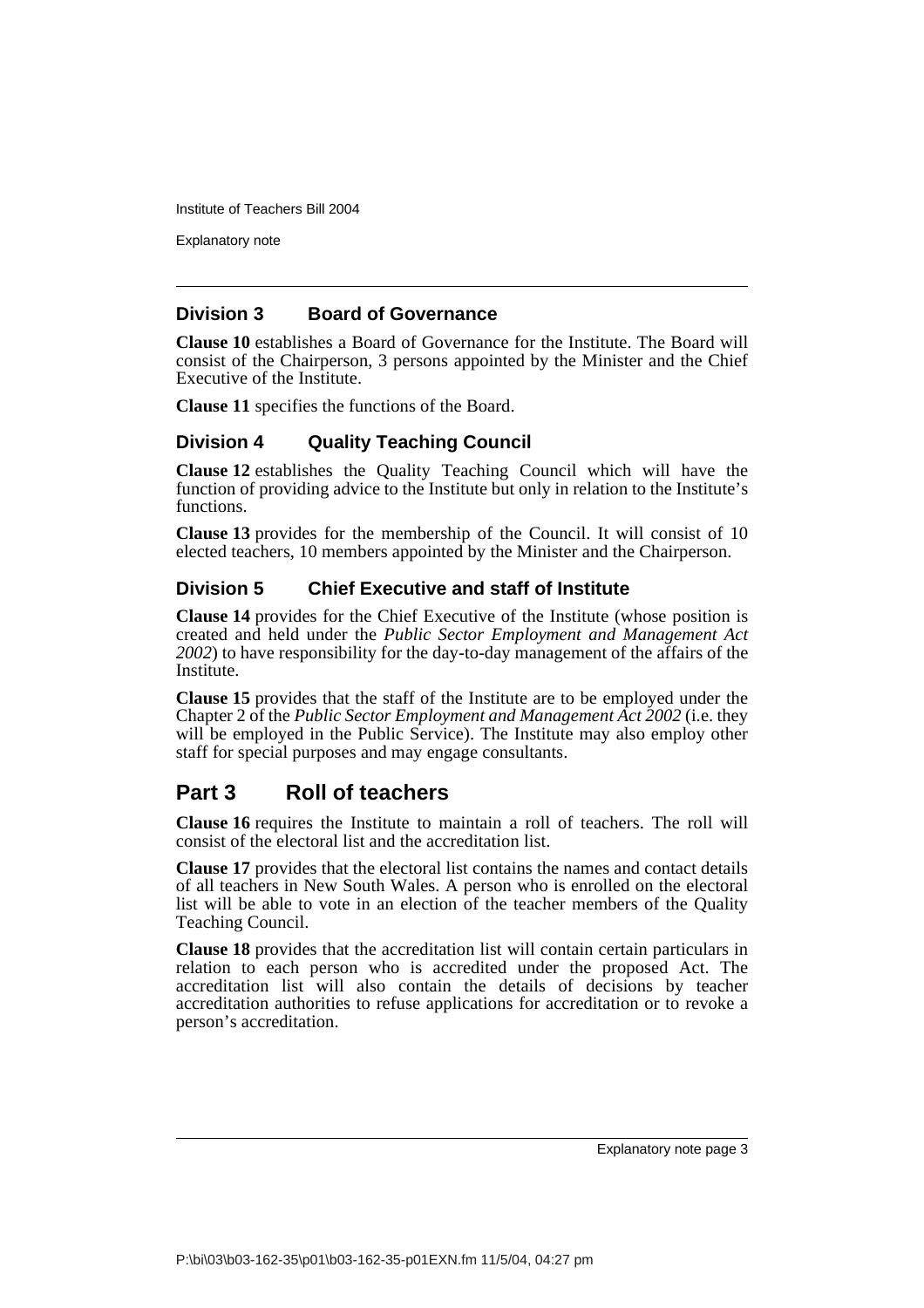## Division 3 Board of Governance

**Clause 10** establishes a Board of Governance for the Institute. The Board will consist of the Chairperson, 3 persons appointed by the Minister and the Chief Executive of the Institute.

**Clause 11** specifies the functions of the Board.

## Division 4 Quality Teaching Council

**Clause 12** establishes the Quality Teaching Council which will have the function of providing advice to the Institute but only in relation to the Institute's functions.

**Clause 13** provides for the membership of the Council. It will consist of 10 elected teachers, 10 members appointed by the Minister and the Chairperson.

## Division 5 Chief Executive and staff of Institute

**Clause 14** provides for the Chief Executive of the Institute (whose position is created and held under the *Public Sector Employment and Management Act 2002*) to have responsibility for the day-to-day management of the affairs of the Institute.

**Clause 15** provides that the staff of the Institute are to be employed under the Chapter 2 of the *Public Sector Employment and Management Act 2002* (i.e. they will be employed in the Public Service). The Institute may also employ other staff for special purposes and may engage consultants.

# Part 3 Roll of teachers

**Clause 16** requires the Institute to maintain a roll of teachers. The roll will consist of the electoral list and the accreditation list.

**Clause 17** provides that the electoral list contains the names and contact details of all teachers in New South Wales. A person who is enrolled on the electoral list will be able to vote in an election of the teacher members of the Quality Teaching Council.

**Clause 18** provides that the accreditation list will contain certain particulars in relation to each person who is accredited under the proposed Act. The accreditation list will also contain the details of decisions by teacher accreditation authorities to refuse applications for accreditation or to revoke a person's accreditation.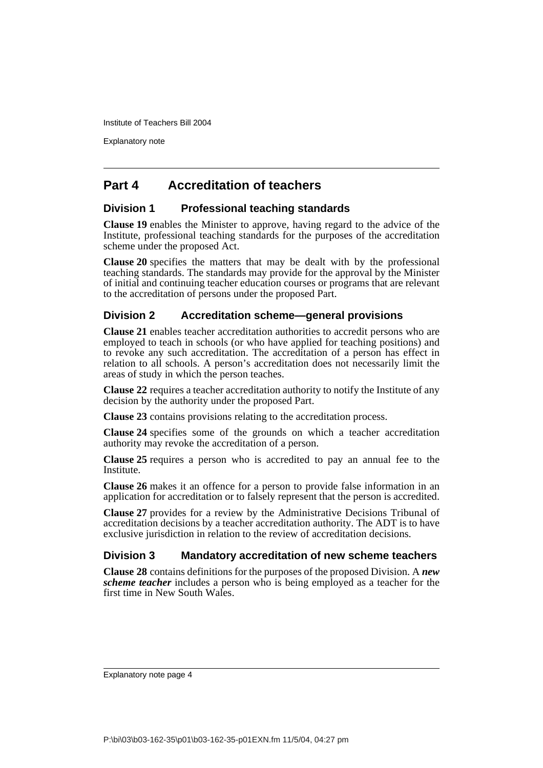## Part 4 Accreditation of teachers

### Division 1 Professional teaching standards

**Clause 19** enables the Minister to approve, having regard to the advice of the Institute, professional teaching standards for the purposes of the accreditation scheme under the proposed Act.

**Clause 20** specifies the matters that may be dealt with by the professional teaching standards. The standards may provide for the approval by the Minister of initial and continuing teacher education courses or programs that are relevant to the accreditation of persons under the proposed Part.

### Division 2 Accreditation scheme—general provisions

**Clause 21** enables teacher accreditation authorities to accredit persons who are employed to teach in schools (or who have applied for teaching positions) and to revoke any such accreditation. The accreditation of a person has effect in relation to all schools. A person's accreditation does not necessarily limit the areas of study in which the person teaches.

**Clause 22** requires a teacher accreditation authority to notify the Institute of any decision by the authority under the proposed Part.

**Clause 23** contains provisions relating to the accreditation process.

**Clause 24** specifies some of the grounds on which a teacher accreditation authority may revoke the accreditation of a person.

**Clause 25** requires a person who is accredited to pay an annual fee to the Institute.

**Clause 26** makes it an offence for a person to provide false information in an application for accreditation or to falsely represent that the person is accredited.

**Clause 27** provides for a review by the Administrative Decisions Tribunal of accreditation decisions by a teacher accreditation authority. The ADT is to have exclusive jurisdiction in relation to the review of accreditation decisions.

### Division 3 Mandatory accreditation of new scheme teachers

**Clause 28** contains definitions for the purposes of the proposed Division. A ***new scheme teacher*** includes a person who is being employed as a teacher for the first time in New South Wales.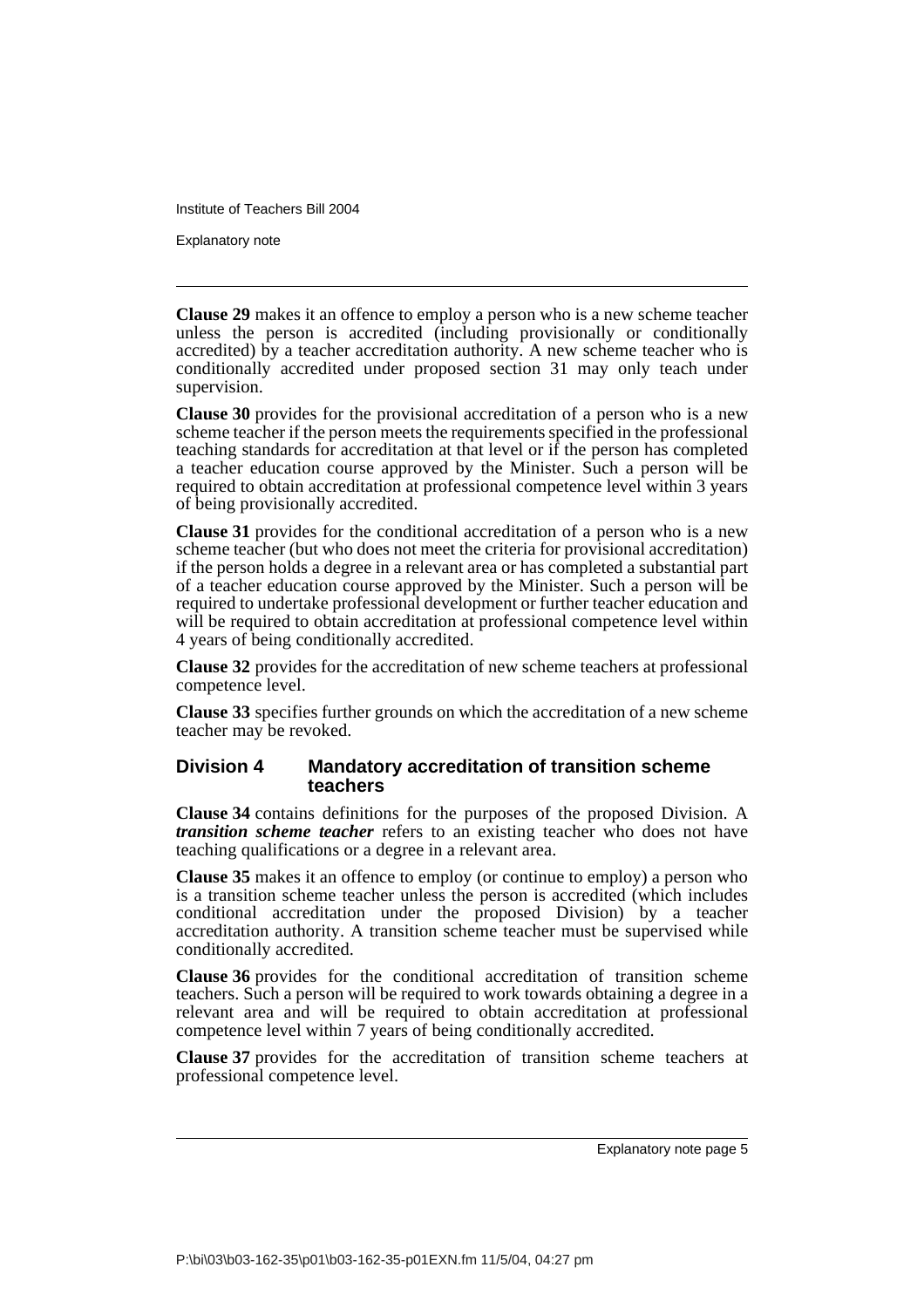**Clause 29** makes it an offence to employ a person who is a new scheme teacher unless the person is accredited (including provisionally or conditionally accredited) by a teacher accreditation authority. A new scheme teacher who is conditionally accredited under proposed section 31 may only teach under supervision.

**Clause 30** provides for the provisional accreditation of a person who is a new scheme teacher if the person meets the requirements specified in the professional teaching standards for accreditation at that level or if the person has completed a teacher education course approved by the Minister. Such a person will be required to obtain accreditation at professional competence level within 3 years of being provisionally accredited.

**Clause 31** provides for the conditional accreditation of a person who is a new scheme teacher (but who does not meet the criteria for provisional accreditation) if the person holds a degree in a relevant area or has completed a substantial part of a teacher education course approved by the Minister. Such a person will be required to undertake professional development or further teacher education and will be required to obtain accreditation at professional competence level within 4 years of being conditionally accredited.

**Clause 32** provides for the accreditation of new scheme teachers at professional competence level.

**Clause 33** specifies further grounds on which the accreditation of a new scheme teacher may be revoked.

### Division 4 Mandatory accreditation of transition scheme teachers

**Clause 34** contains definitions for the purposes of the proposed Division. A ***transition scheme teacher*** refers to an existing teacher who does not have teaching qualifications or a degree in a relevant area.

**Clause 35** makes it an offence to employ (or continue to employ) a person who is a transition scheme teacher unless the person is accredited (which includes conditional accreditation under the proposed Division) by a teacher accreditation authority. A transition scheme teacher must be supervised while conditionally accredited.

**Clause 36** provides for the conditional accreditation of transition scheme teachers. Such a person will be required to work towards obtaining a degree in a relevant area and will be required to obtain accreditation at professional competence level within 7 years of being conditionally accredited.

**Clause 37** provides for the accreditation of transition scheme teachers at professional competence level.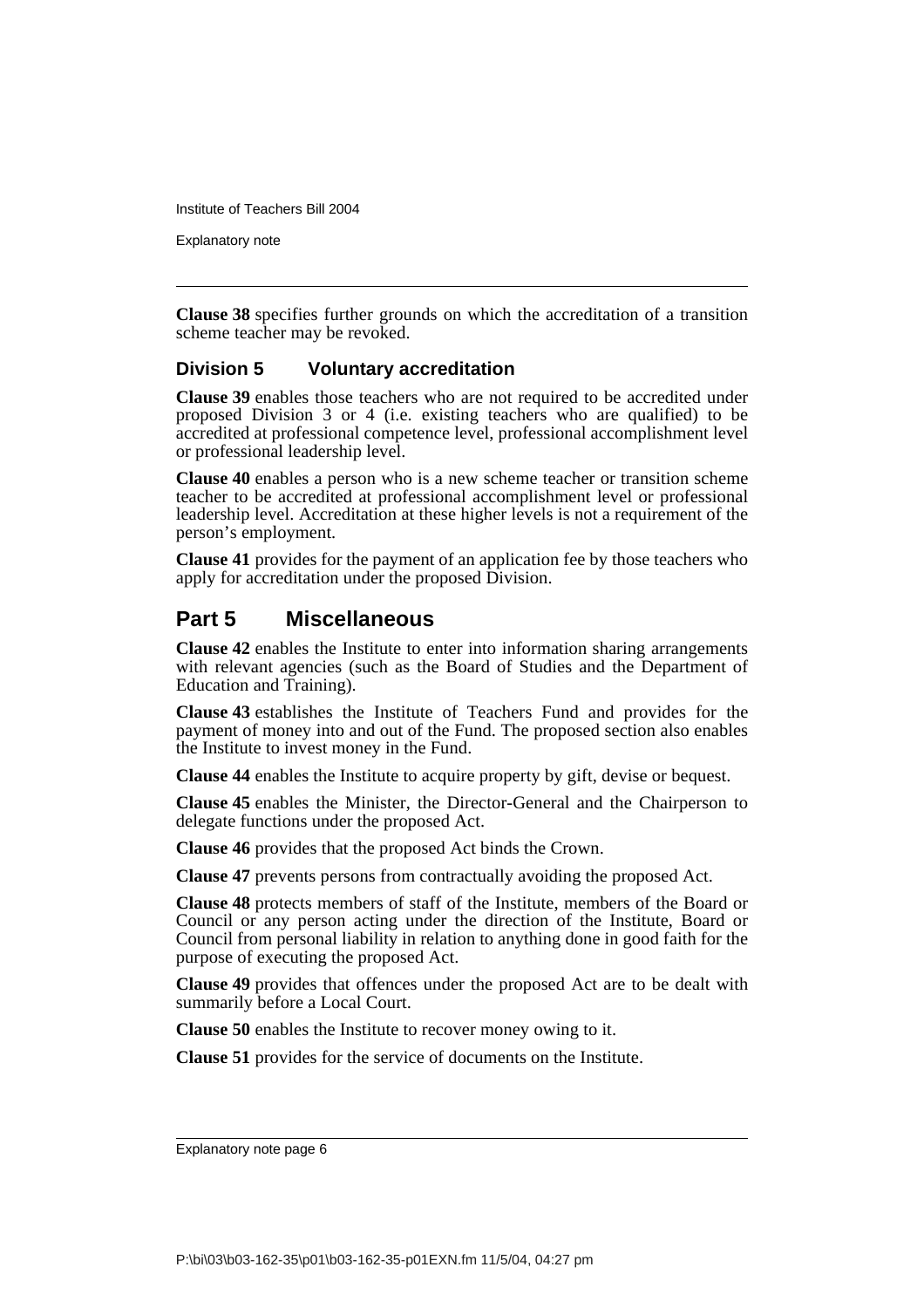**Clause 38** specifies further grounds on which the accreditation of a transition scheme teacher may be revoked.

### Division 5 Voluntary accreditation

**Clause 39** enables those teachers who are not required to be accredited under proposed Division 3 or 4 (i.e. existing teachers who are qualified) to be accredited at professional competence level, professional accomplishment level or professional leadership level.

**Clause 40** enables a person who is a new scheme teacher or transition scheme teacher to be accredited at professional accomplishment level or professional leadership level. Accreditation at these higher levels is not a requirement of the person's employment.

**Clause 41** provides for the payment of an application fee by those teachers who apply for accreditation under the proposed Division.

## Part 5 Miscellaneous

**Clause 42** enables the Institute to enter into information sharing arrangements with relevant agencies (such as the Board of Studies and the Department of Education and Training).

**Clause 43** establishes the Institute of Teachers Fund and provides for the payment of money into and out of the Fund. The proposed section also enables the Institute to invest money in the Fund.

**Clause 44** enables the Institute to acquire property by gift, devise or bequest.

**Clause 45** enables the Minister, the Director-General and the Chairperson to delegate functions under the proposed Act.

**Clause 46** provides that the proposed Act binds the Crown.

**Clause 47** prevents persons from contractually avoiding the proposed Act.

**Clause 48** protects members of staff of the Institute, members of the Board or Council or any person acting under the direction of the Institute, Board or Council from personal liability in relation to anything done in good faith for the purpose of executing the proposed Act.

**Clause 49** provides that offences under the proposed Act are to be dealt with summarily before a Local Court.

**Clause 50** enables the Institute to recover money owing to it.

**Clause 51** provides for the service of documents on the Institute.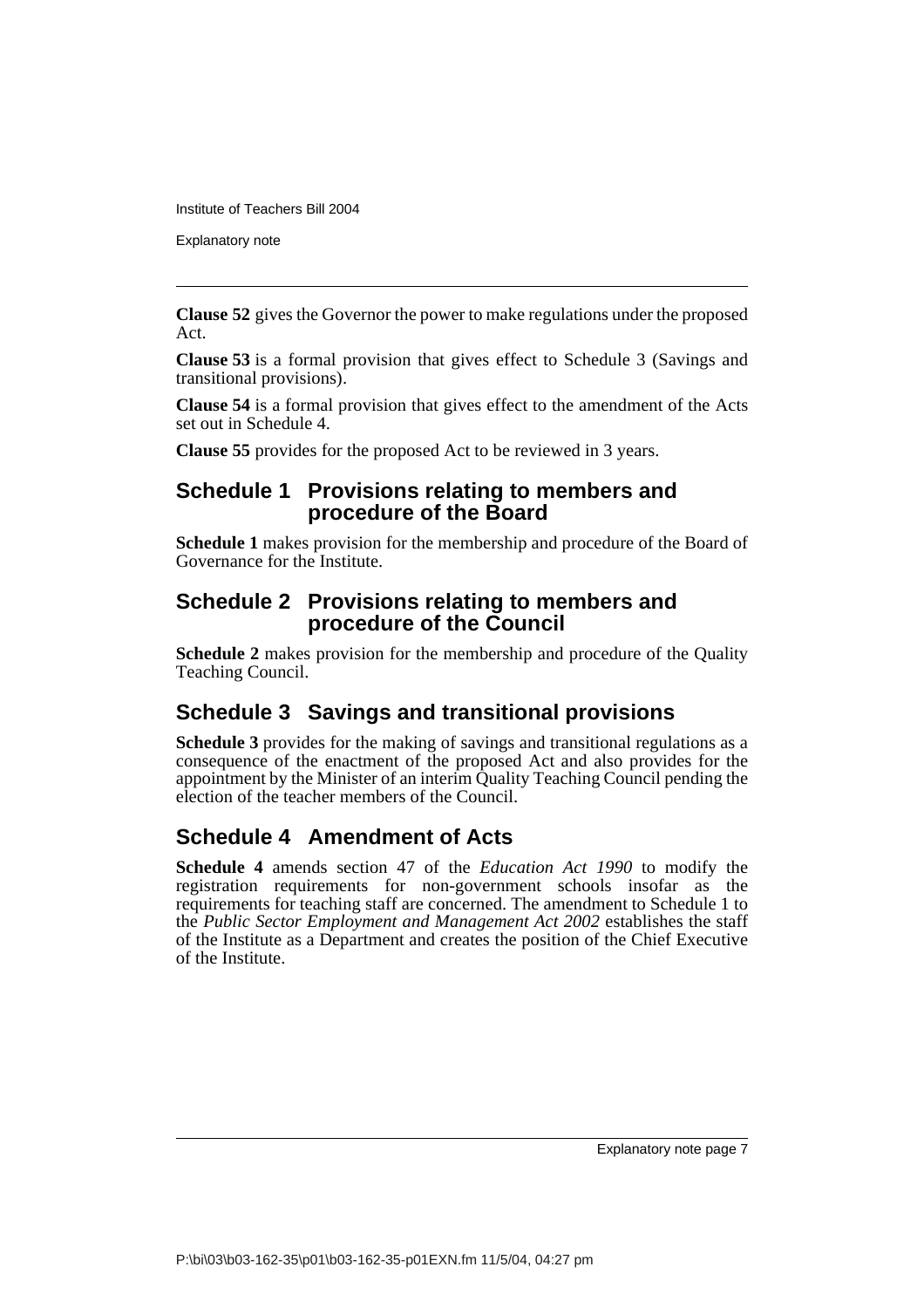**Clause 52** gives the Governor the power to make regulations under the proposed Act.

**Clause 53** is a formal provision that gives effect to Schedule 3 (Savings and transitional provisions).

**Clause 54** is a formal provision that gives effect to the amendment of the Acts set out in Schedule 4.

**Clause 55** provides for the proposed Act to be reviewed in 3 years.

## Schedule 1 Provisions relating to members and procedure of the Board

**Schedule 1** makes provision for the membership and procedure of the Board of Governance for the Institute.

## Schedule 2 Provisions relating to members and procedure of the Council

**Schedule 2** makes provision for the membership and procedure of the Quality Teaching Council.

## Schedule 3 Savings and transitional provisions

**Schedule 3** provides for the making of savings and transitional regulations as a consequence of the enactment of the proposed Act and also provides for the appointment by the Minister of an interim Quality Teaching Council pending the election of the teacher members of the Council.

## Schedule 4 Amendment of Acts

**Schedule 4** amends section 47 of the *Education Act 1990* to modify the registration requirements for non-government schools insofar as the requirements for teaching staff are concerned. The amendment to Schedule 1 to the *Public Sector Employment and Management Act 2002* establishes the staff of the Institute as a Department and creates the position of the Chief Executive of the Institute.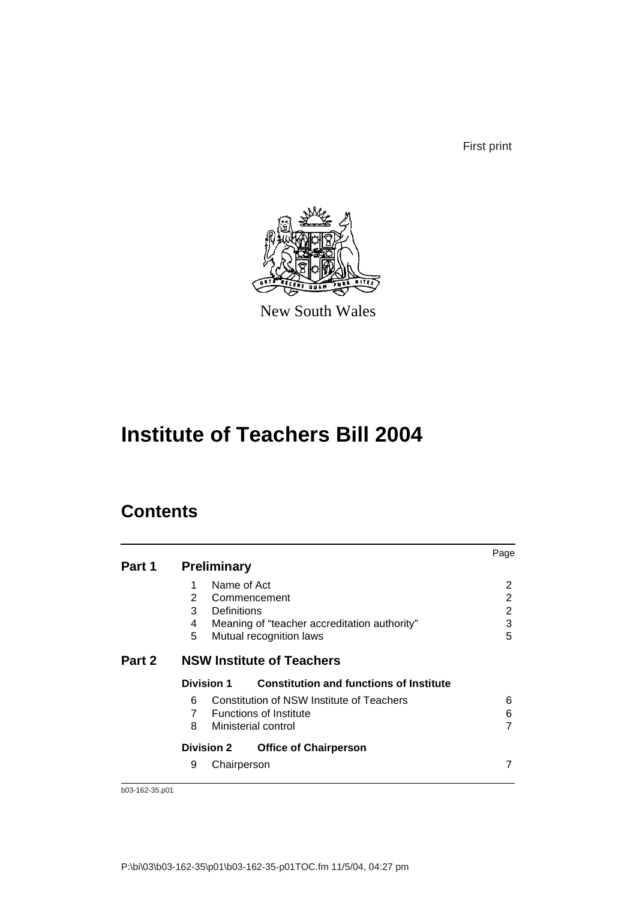First print

New South Wales

# Institute of Teachers Bill 2004

## Contents

| | | Page |
|---|---|---|
| **Part 1** | **Preliminary** | |
| | 1 Name of Act | 2 |
| | 2 Commencement | 2 |
| | 3 Definitions | 2 |
| | 4 Meaning of "teacher accreditation authority" | 3 |
| | 5 Mutual recognition laws | 5 |
| **Part 2** | **NSW Institute of Teachers** | |
| | **Division 1 Constitution and functions of Institute** | |
| | 6 Constitution of NSW Institute of Teachers | 6 |
| | 7 Functions of Institute | 6 |
| | 8 Ministerial control | 7 |
| | **Division 2 Office of Chairperson** | |
| | 9 Chairperson | 7 |

b03-162-35.p01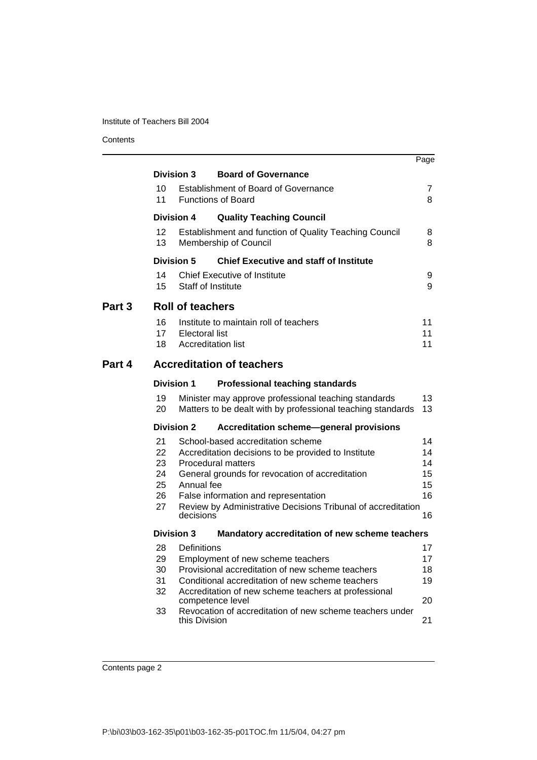| | | | Page |
|---|---|---|---|
| | **Division 3** | **Board of Governance** | |
| | 10 | Establishment of Board of Governance | 7 |
| | 11 | Functions of Board | 8 |
| | **Division 4** | **Quality Teaching Council** | |
| | 12 | Establishment and function of Quality Teaching Council | 8 |
| | 13 | Membership of Council | 8 |
| | **Division 5** | **Chief Executive and staff of Institute** | |
| | 14 | Chief Executive of Institute | 9 |
| | 15 | Staff of Institute | 9 |
| **Part 3** | **Roll of teachers** | | |
| | 16 | Institute to maintain roll of teachers | 11 |
| | 17 | Electoral list | 11 |
| | 18 | Accreditation list | 11 |
| **Part 4** | **Accreditation of teachers** | | |
| | **Division 1** | **Professional teaching standards** | |
| | 19 | Minister may approve professional teaching standards | 13 |
| | 20 | Matters to be dealt with by professional teaching standards | 13 |
| | **Division 2** | **Accreditation scheme—general provisions** | |
| | 21 | School-based accreditation scheme | 14 |
| | 22 | Accreditation decisions to be provided to Institute | 14 |
| | 23 | Procedural matters | 14 |
| | 24 | General grounds for revocation of accreditation | 15 |
| | 25 | Annual fee | 15 |
| | 26 | False information and representation | 16 |
| | 27 | Review by Administrative Decisions Tribunal of accreditation decisions | 16 |
| | **Division 3** | **Mandatory accreditation of new scheme teachers** | |
| | 28 | Definitions | 17 |
| | 29 | Employment of new scheme teachers | 17 |
| | 30 | Provisional accreditation of new scheme teachers | 18 |
| | 31 | Conditional accreditation of new scheme teachers | 19 |
| | 32 | Accreditation of new scheme teachers at professional competence level | 20 |
| | 33 | Revocation of accreditation of new scheme teachers under this Division | 21 |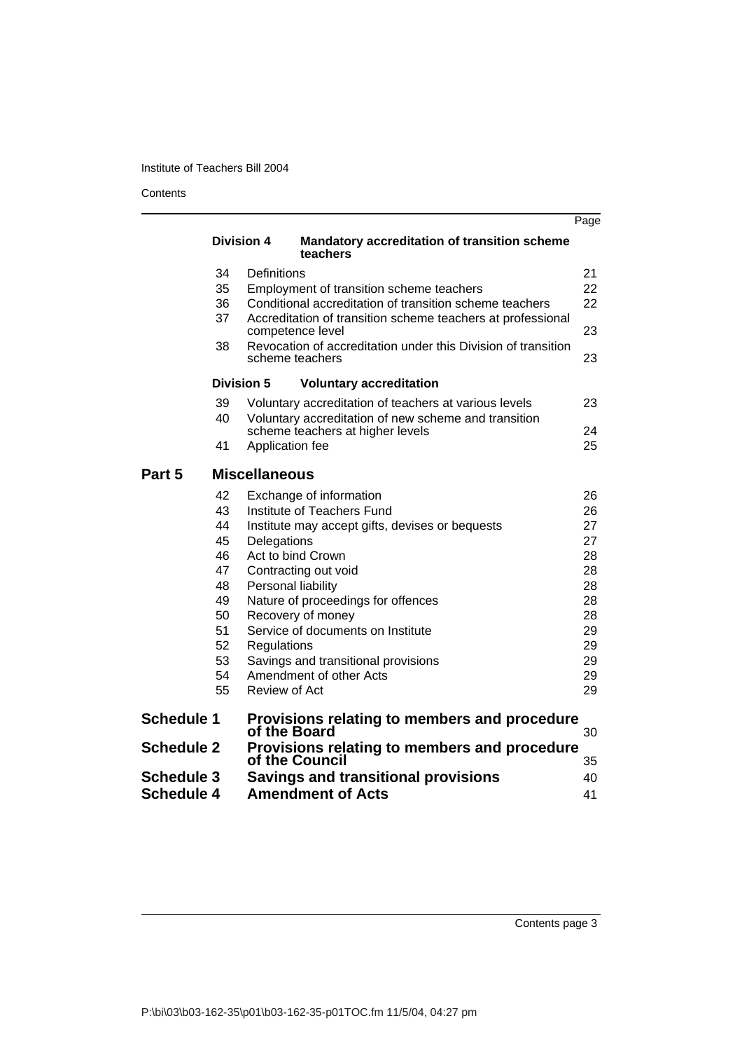| | | | Page |
|---|---|---|---|
| | **Division 4** | **Mandatory accreditation of transition scheme teachers** | |
| | 34 | Definitions | 21 |
| | 35 | Employment of transition scheme teachers | 22 |
| | 36 | Conditional accreditation of transition scheme teachers | 22 |
| | 37 | Accreditation of transition scheme teachers at professional competence level | 23 |
| | 38 | Revocation of accreditation under this Division of transition scheme teachers | 23 |
| | **Division 5** | **Voluntary accreditation** | |
| | 39 | Voluntary accreditation of teachers at various levels | 23 |
| | 40 | Voluntary accreditation of new scheme and transition scheme teachers at higher levels | 24 |
| | 41 | Application fee | 25 |
| **Part 5** | **Miscellaneous** | | |
| | 42 | Exchange of information | 26 |
| | 43 | Institute of Teachers Fund | 26 |
| | 44 | Institute may accept gifts, devises or bequests | 27 |
| | 45 | Delegations | 27 |
| | 46 | Act to bind Crown | 28 |
| | 47 | Contracting out void | 28 |
| | 48 | Personal liability | 28 |
| | 49 | Nature of proceedings for offences | 28 |
| | 50 | Recovery of money | 28 |
| | 51 | Service of documents on Institute | 29 |
| | 52 | Regulations | 29 |
| | 53 | Savings and transitional provisions | 29 |
| | 54 | Amendment of other Acts | 29 |
| | 55 | Review of Act | 29 |
| **Schedule 1** | **Provisions relating to members and procedure of the Board** | | 30 |
| **Schedule 2** | **Provisions relating to members and procedure of the Council** | | 35 |
| **Schedule 3** | **Savings and transitional provisions** | | 40 |
| **Schedule 4** | **Amendment of Acts** | | 41 |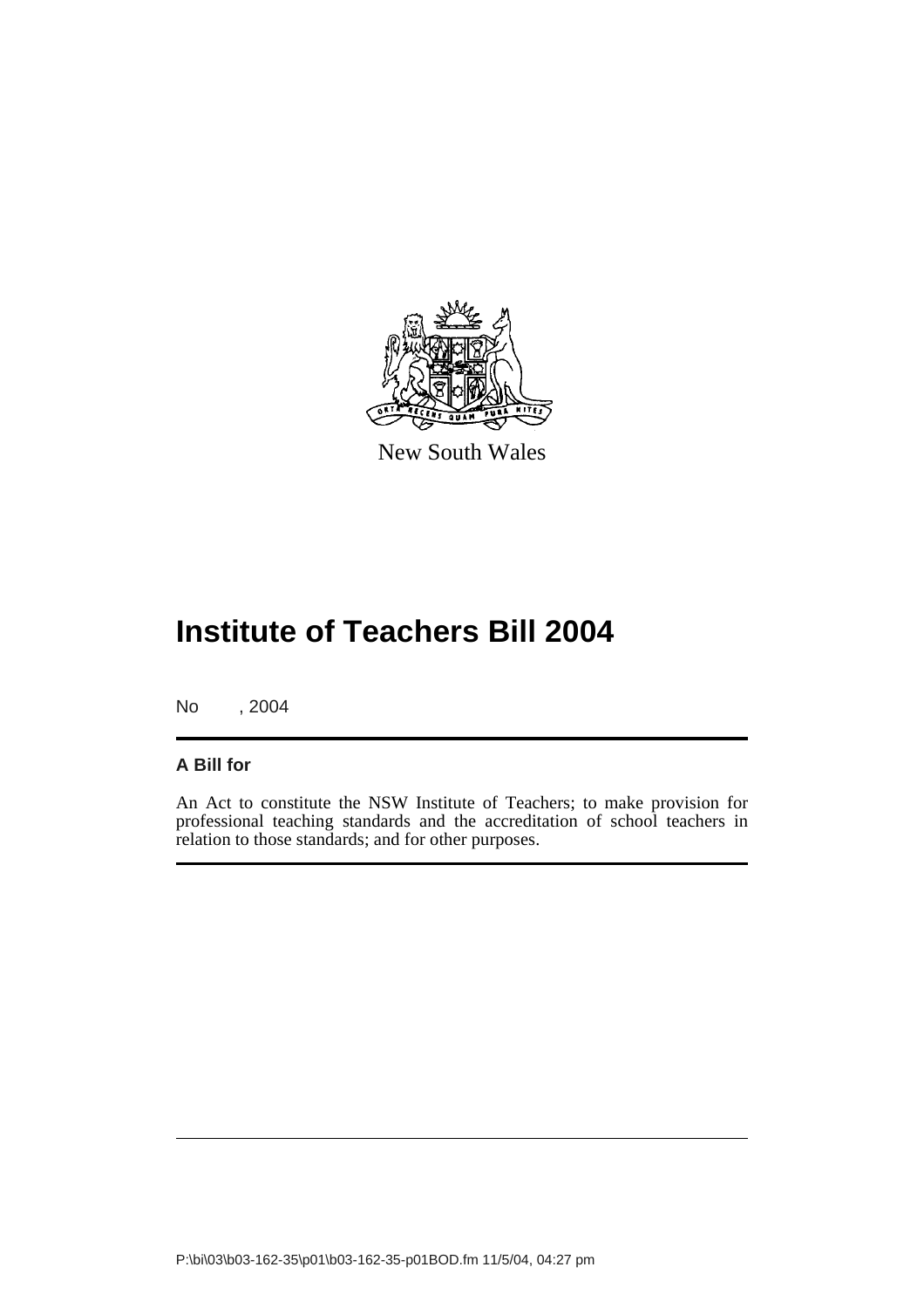New South Wales

# Institute of Teachers Bill 2004

No , 2004

**A Bill for**

An Act to constitute the NSW Institute of Teachers; to make provision for professional teaching standards and the accreditation of school teachers in relation to those standards; and for other purposes.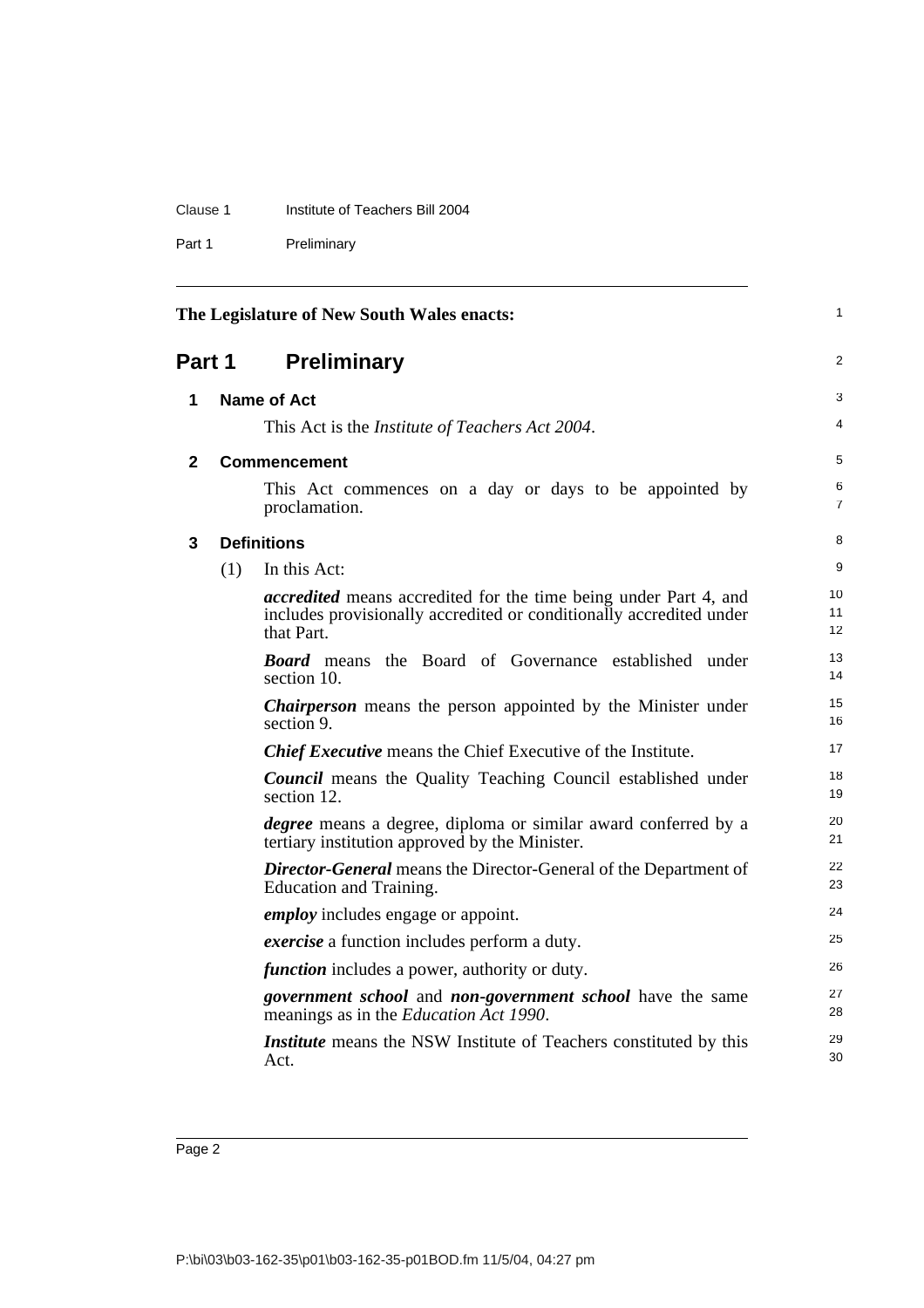The Legislature of New South Wales enacts:

# Part 1 Preliminary

## 1 Name of Act

This Act is the *Institute of Teachers Act 2004*.

## 2 Commencement

This Act commences on a day or days to be appointed by proclamation.

## 3 Definitions

(1) In this Act:

***accredited*** means accredited for the time being under Part 4, and includes provisionally accredited or conditionally accredited under that Part.

***Board*** means the Board of Governance established under section 10.

***Chairperson*** means the person appointed by the Minister under section 9.

***Chief Executive*** means the Chief Executive of the Institute.

***Council*** means the Quality Teaching Council established under section 12.

***degree*** means a degree, diploma or similar award conferred by a tertiary institution approved by the Minister.

***Director-General*** means the Director-General of the Department of Education and Training.

***employ*** includes engage or appoint.

***exercise*** a function includes perform a duty.

***function*** includes a power, authority or duty.

***government school*** and ***non-government school*** have the same meanings as in the *Education Act 1990*.

***Institute*** means the NSW Institute of Teachers constituted by this Act.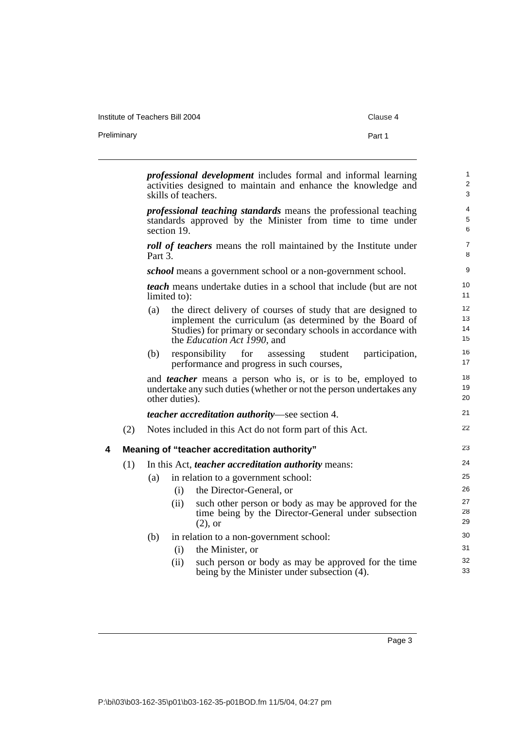***professional development*** includes formal and informal learning activities designed to maintain and enhance the knowledge and skills of teachers.

***professional teaching standards*** means the professional teaching standards approved by the Minister from time to time under section 19.

***roll of teachers*** means the roll maintained by the Institute under Part 3.

***school*** means a government school or a non-government school.

***teach*** means undertake duties in a school that include (but are not limited to):

(a) the direct delivery of courses of study that are designed to implement the curriculum (as determined by the Board of Studies) for primary or secondary schools in accordance with the *Education Act 1990*, and

(b) responsibility for assessing student participation, performance and progress in such courses,

and ***teacher*** means a person who is, or is to be, employed to undertake any such duties (whether or not the person undertakes any other duties).

***teacher accreditation authority***—see section 4.

(2) Notes included in this Act do not form part of this Act.

### 4 Meaning of "teacher accreditation authority"

(1) In this Act, ***teacher accreditation authority*** means:

(a) in relation to a government school:

(i) the Director-General, or

(ii) such other person or body as may be approved for the time being by the Director-General under subsection (2), or

(b) in relation to a non-government school:

(i) the Minister, or

(ii) such person or body as may be approved for the time being by the Minister under subsection (4).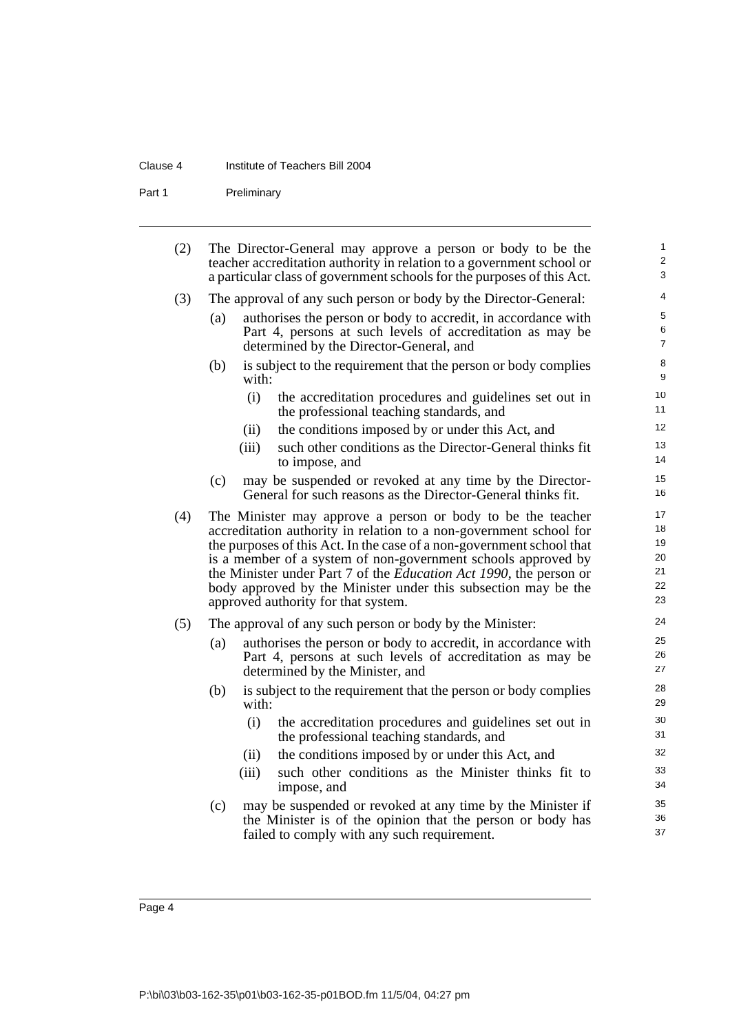(2) The Director-General may approve a person or body to be the teacher accreditation authority in relation to a government school or a particular class of government schools for the purposes of this Act.

(3) The approval of any such person or body by the Director-General:

- (a) authorises the person or body to accredit, in accordance with Part 4, persons at such levels of accreditation as may be determined by the Director-General, and
- (b) is subject to the requirement that the person or body complies with:
  - (i) the accreditation procedures and guidelines set out in the professional teaching standards, and
  - (ii) the conditions imposed by or under this Act, and
  - (iii) such other conditions as the Director-General thinks fit to impose, and
- (c) may be suspended or revoked at any time by the Director-General for such reasons as the Director-General thinks fit.

(4) The Minister may approve a person or body to be the teacher accreditation authority in relation to a non-government school for the purposes of this Act. In the case of a non-government school that is a member of a system of non-government schools approved by the Minister under Part 7 of the *Education Act 1990*, the person or body approved by the Minister under this subsection may be the approved authority for that system.

(5) The approval of any such person or body by the Minister:

- (a) authorises the person or body to accredit, in accordance with Part 4, persons at such levels of accreditation as may be determined by the Minister, and
- (b) is subject to the requirement that the person or body complies with:
  - (i) the accreditation procedures and guidelines set out in the professional teaching standards, and
  - (ii) the conditions imposed by or under this Act, and
  - (iii) such other conditions as the Minister thinks fit to impose, and
- (c) may be suspended or revoked at any time by the Minister if the Minister is of the opinion that the person or body has failed to comply with any such requirement.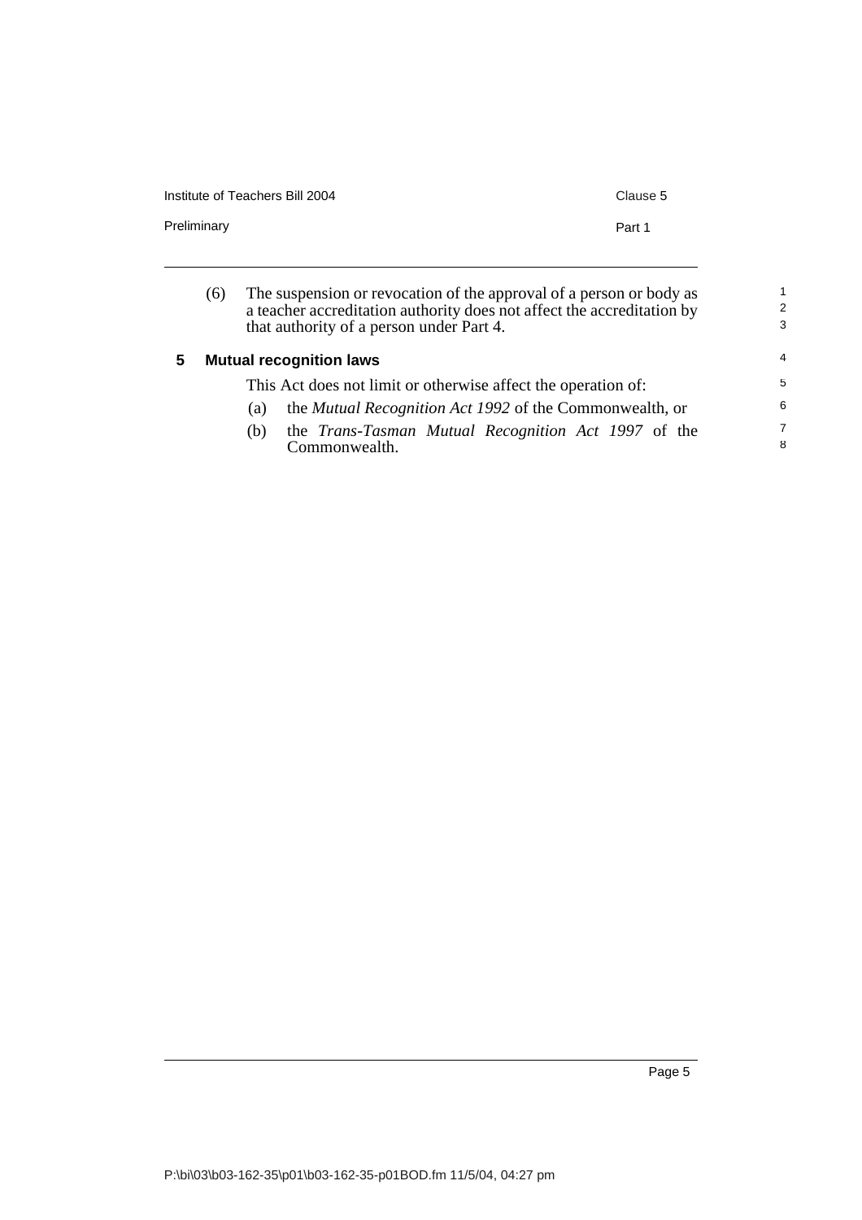(6) The suspension or revocation of the approval of a person or body as a teacher accreditation authority does not affect the accreditation by that authority of a person under Part 4.

### 5 Mutual recognition laws

This Act does not limit or otherwise affect the operation of:

(a) the *Mutual Recognition Act 1992* of the Commonwealth, or

(b) the *Trans-Tasman Mutual Recognition Act 1997* of the Commonwealth.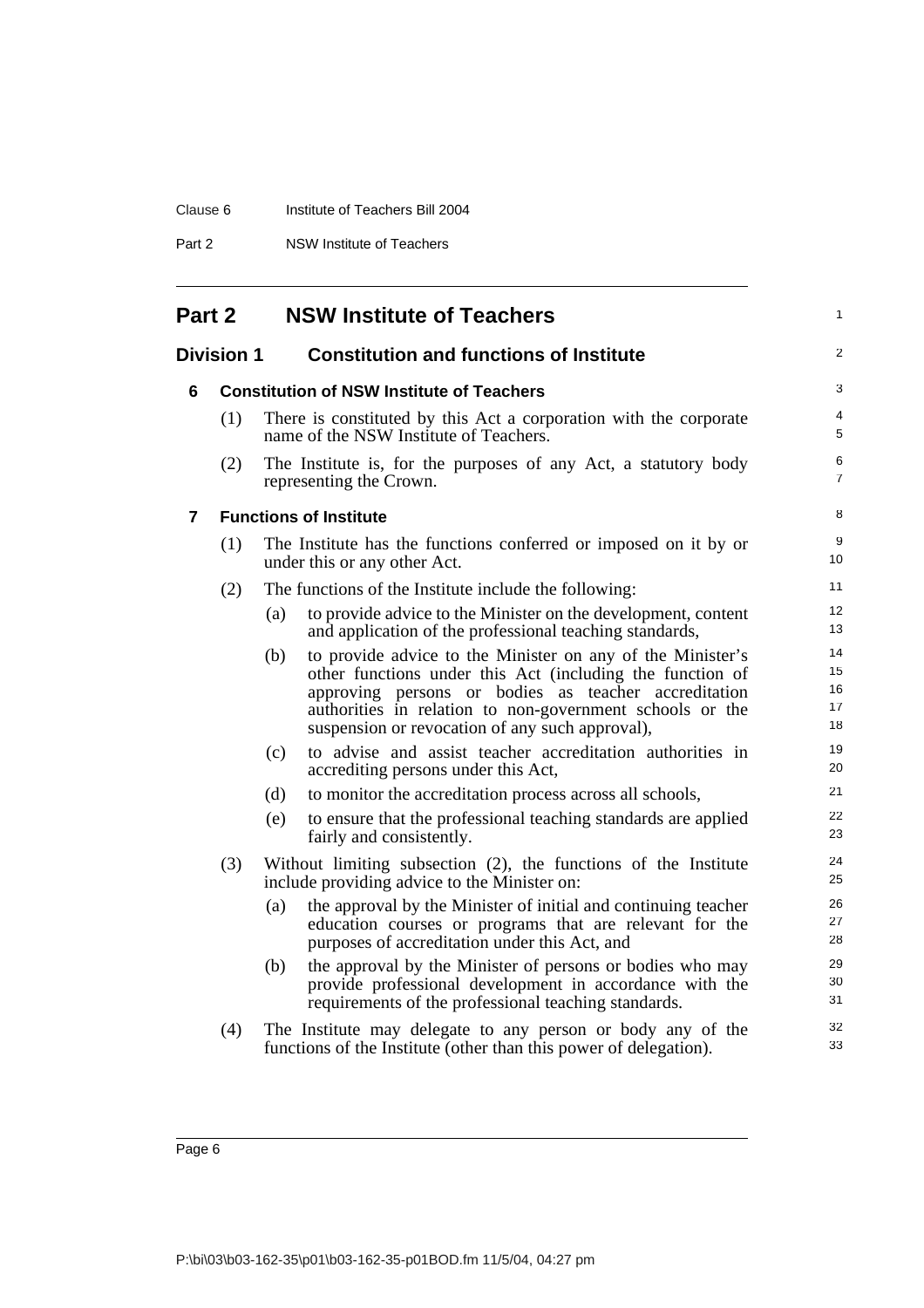# Part 2 NSW Institute of Teachers

## Division 1 Constitution and functions of Institute

### 6 Constitution of NSW Institute of Teachers

(1) There is constituted by this Act a corporation with the corporate name of the NSW Institute of Teachers.

(2) The Institute is, for the purposes of any Act, a statutory body representing the Crown.

### 7 Functions of Institute

(1) The Institute has the functions conferred or imposed on it by or under this or any other Act.

(2) The functions of the Institute include the following:

(a) to provide advice to the Minister on the development, content and application of the professional teaching standards,

(b) to provide advice to the Minister on any of the Minister's other functions under this Act (including the function of approving persons or bodies as teacher accreditation authorities in relation to non-government schools or the suspension or revocation of any such approval),

(c) to advise and assist teacher accreditation authorities in accrediting persons under this Act,

(d) to monitor the accreditation process across all schools,

(e) to ensure that the professional teaching standards are applied fairly and consistently.

(3) Without limiting subsection (2), the functions of the Institute include providing advice to the Minister on:

(a) the approval by the Minister of initial and continuing teacher education courses or programs that are relevant for the purposes of accreditation under this Act, and

(b) the approval by the Minister of persons or bodies who may provide professional development in accordance with the requirements of the professional teaching standards.

(4) The Institute may delegate to any person or body any of the functions of the Institute (other than this power of delegation).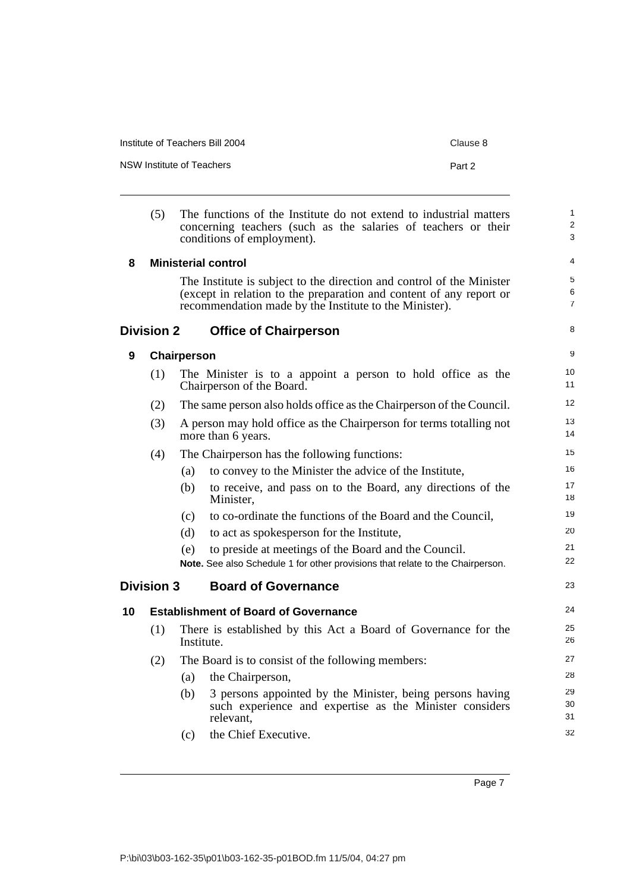(5) The functions of the Institute do not extend to industrial matters concerning teachers (such as the salaries of teachers or their conditions of employment).

**8 Ministerial control**

The Institute is subject to the direction and control of the Minister (except in relation to the preparation and content of any report or recommendation made by the Institute to the Minister).

## Division 2 Office of Chairperson

**9 Chairperson**

(1) The Minister is to a appoint a person to hold office as the Chairperson of the Board.

(2) The same person also holds office as the Chairperson of the Council.

(3) A person may hold office as the Chairperson for terms totalling not more than 6 years.

(4) The Chairperson has the following functions:

(a) to convey to the Minister the advice of the Institute,

(b) to receive, and pass on to the Board, any directions of the Minister,

(c) to co-ordinate the functions of the Board and the Council,

(d) to act as spokesperson for the Institute,

(e) to preside at meetings of the Board and the Council.

**Note.** See also Schedule 1 for other provisions that relate to the Chairperson.

## Division 3 Board of Governance

**10 Establishment of Board of Governance**

(1) There is established by this Act a Board of Governance for the Institute.

(2) The Board is to consist of the following members:

(a) the Chairperson,

(b) 3 persons appointed by the Minister, being persons having such experience and expertise as the Minister considers relevant,

(c) the Chief Executive.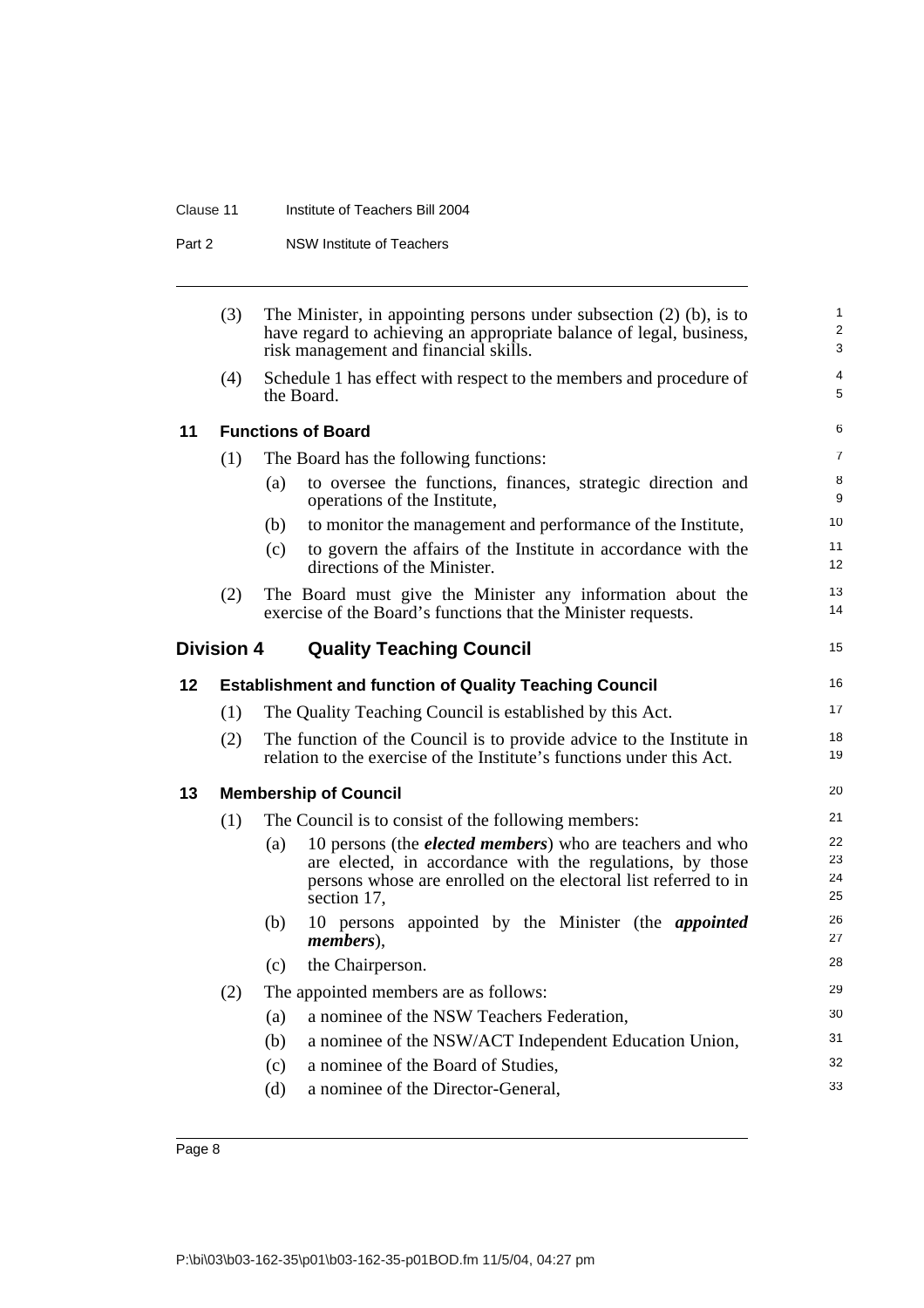(3) The Minister, in appointing persons under subsection (2) (b), is to have regard to achieving an appropriate balance of legal, business, risk management and financial skills.

(4) Schedule 1 has effect with respect to the members and procedure of the Board.

### 11 Functions of Board

(1) The Board has the following functions:

(a) to oversee the functions, finances, strategic direction and operations of the Institute,

(b) to monitor the management and performance of the Institute,

(c) to govern the affairs of the Institute in accordance with the directions of the Minister.

(2) The Board must give the Minister any information about the exercise of the Board's functions that the Minister requests.

## Division 4 Quality Teaching Council

### 12 Establishment and function of Quality Teaching Council

(1) The Quality Teaching Council is established by this Act.

(2) The function of the Council is to provide advice to the Institute in relation to the exercise of the Institute's functions under this Act.

### 13 Membership of Council

(1) The Council is to consist of the following members:

(a) 10 persons (the ***elected members***) who are teachers and who are elected, in accordance with the regulations, by those persons whose are enrolled on the electoral list referred to in section 17,

(b) 10 persons appointed by the Minister (the ***appointed members***),

(c) the Chairperson.

(2) The appointed members are as follows:

(a) a nominee of the NSW Teachers Federation,

(b) a nominee of the NSW/ACT Independent Education Union,

(c) a nominee of the Board of Studies,

(d) a nominee of the Director-General,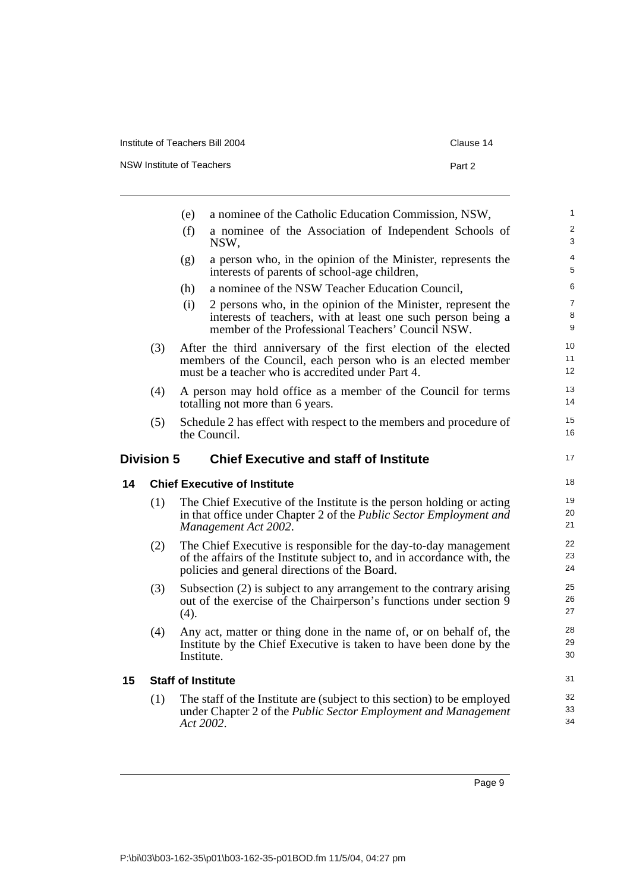- (e) a nominee of the Catholic Education Commission, NSW,
- (f) a nominee of the Association of Independent Schools of NSW,
- (g) a person who, in the opinion of the Minister, represents the interests of parents of school-age children,
- (h) a nominee of the NSW Teacher Education Council,
- (i) 2 persons who, in the opinion of the Minister, represent the interests of teachers, with at least one such person being a member of the Professional Teachers' Council NSW.

(3) After the third anniversary of the first election of the elected members of the Council, each person who is an elected member must be a teacher who is accredited under Part 4.

(4) A person may hold office as a member of the Council for terms totalling not more than 6 years.

(5) Schedule 2 has effect with respect to the members and procedure of the Council.

## Division 5 Chief Executive and staff of Institute

### 14 Chief Executive of Institute

(1) The Chief Executive of the Institute is the person holding or acting in that office under Chapter 2 of the *Public Sector Employment and Management Act 2002*.

(2) The Chief Executive is responsible for the day-to-day management of the affairs of the Institute subject to, and in accordance with, the policies and general directions of the Board.

(3) Subsection (2) is subject to any arrangement to the contrary arising out of the exercise of the Chairperson's functions under section 9 (4).

(4) Any act, matter or thing done in the name of, or on behalf of, the Institute by the Chief Executive is taken to have been done by the Institute.

### 15 Staff of Institute

(1) The staff of the Institute are (subject to this section) to be employed under Chapter 2 of the *Public Sector Employment and Management Act 2002*.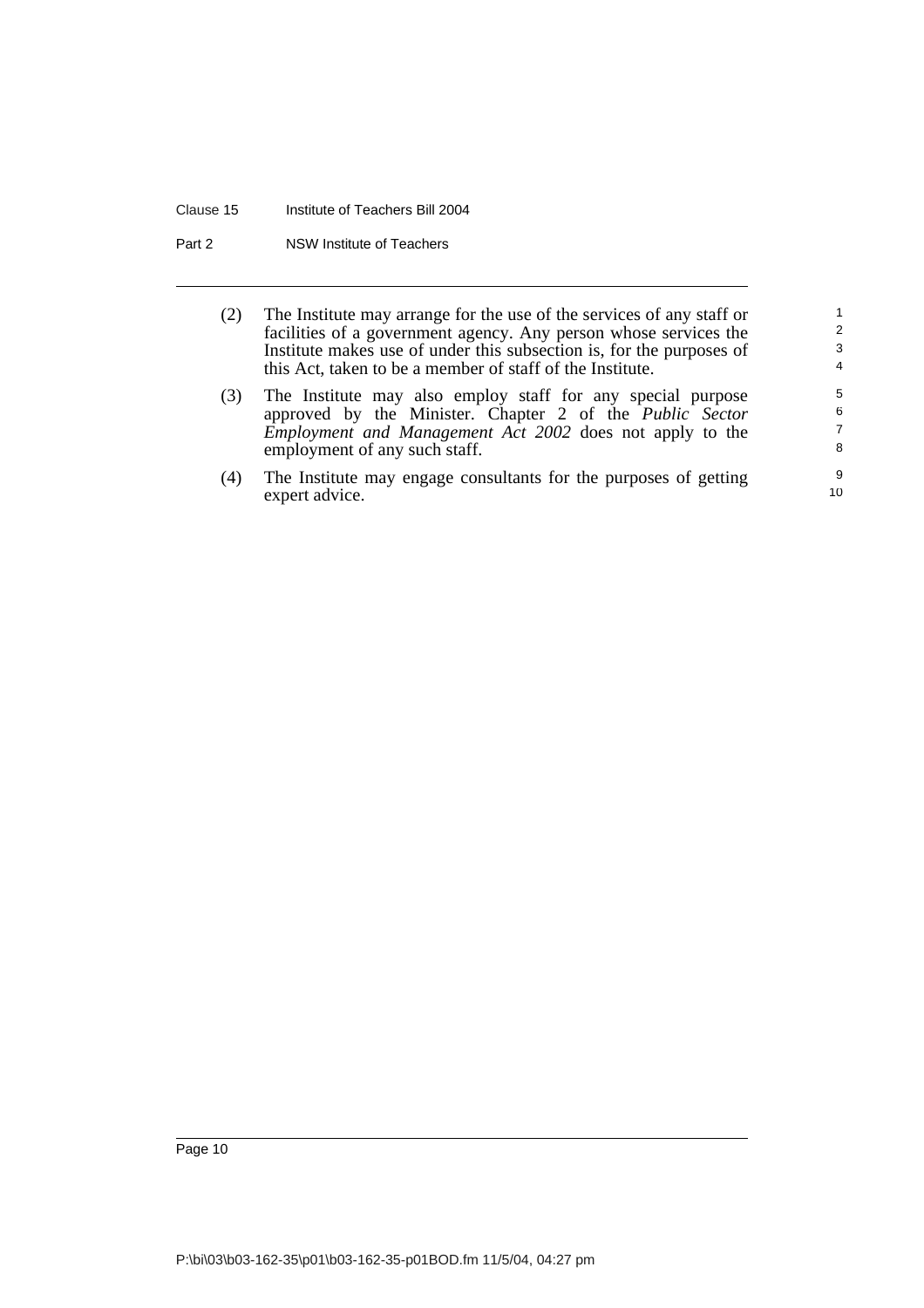(2) The Institute may arrange for the use of the services of any staff or facilities of a government agency. Any person whose services the Institute makes use of under this subsection is, for the purposes of this Act, taken to be a member of staff of the Institute.

(3) The Institute may also employ staff for any special purpose approved by the Minister. Chapter 2 of the *Public Sector Employment and Management Act 2002* does not apply to the employment of any such staff.

(4) The Institute may engage consultants for the purposes of getting expert advice.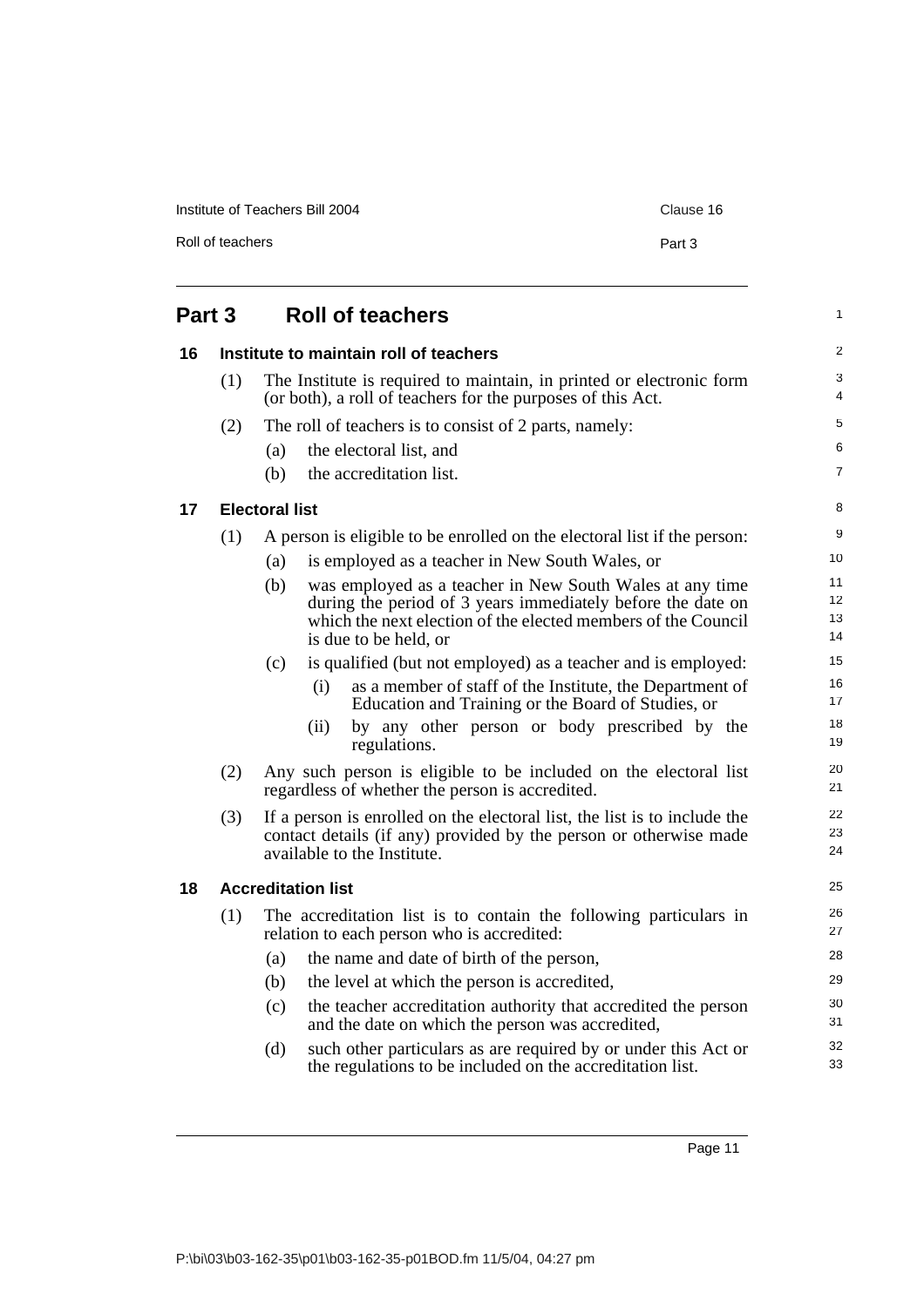## Part 3 Roll of teachers

### 16 Institute to maintain roll of teachers

(1) The Institute is required to maintain, in printed or electronic form (or both), a roll of teachers for the purposes of this Act.

(2) The roll of teachers is to consist of 2 parts, namely:

- (a) the electoral list, and
- (b) the accreditation list.

### 17 Electoral list

(1) A person is eligible to be enrolled on the electoral list if the person:

- (a) is employed as a teacher in New South Wales, or
- (b) was employed as a teacher in New South Wales at any time during the period of 3 years immediately before the date on which the next election of the elected members of the Council is due to be held, or
- (c) is qualified (but not employed) as a teacher and is employed:
  - (i) as a member of staff of the Institute, the Department of Education and Training or the Board of Studies, or
  - (ii) by any other person or body prescribed by the regulations.

(2) Any such person is eligible to be included on the electoral list regardless of whether the person is accredited.

(3) If a person is enrolled on the electoral list, the list is to include the contact details (if any) provided by the person or otherwise made available to the Institute.

### 18 Accreditation list

(1) The accreditation list is to contain the following particulars in relation to each person who is accredited:

- (a) the name and date of birth of the person,
- (b) the level at which the person is accredited,
- (c) the teacher accreditation authority that accredited the person and the date on which the person was accredited,
- (d) such other particulars as are required by or under this Act or the regulations to be included on the accreditation list.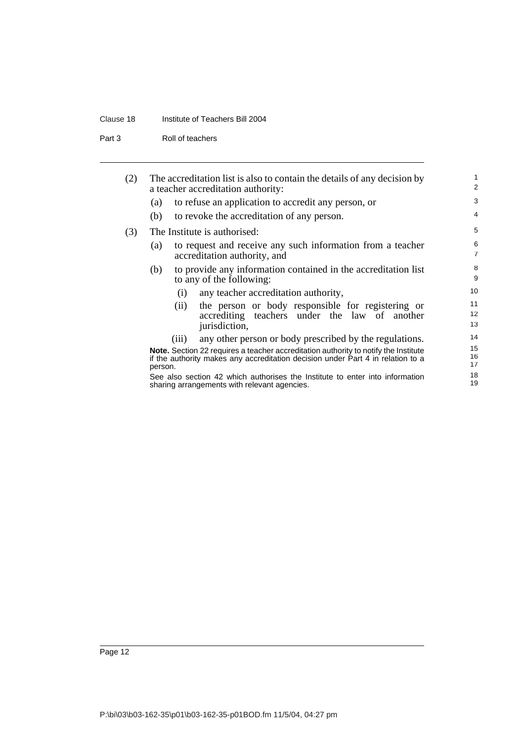(2) The accreditation list is also to contain the details of any decision by a teacher accreditation authority:

  (a) to refuse an application to accredit any person, or

  (b) to revoke the accreditation of any person.

(3) The Institute is authorised:

  (a) to request and receive any such information from a teacher accreditation authority, and

  (b) to provide any information contained in the accreditation list to any of the following:

    (i) any teacher accreditation authority,

    (ii) the person or body responsible for registering or accrediting teachers under the law of another jurisdiction,

    (iii) any other person or body prescribed by the regulations.

**Note.** Section 22 requires a teacher accreditation authority to notify the Institute if the authority makes any accreditation decision under Part 4 in relation to a person.

See also section 42 which authorises the Institute to enter into information sharing arrangements with relevant agencies.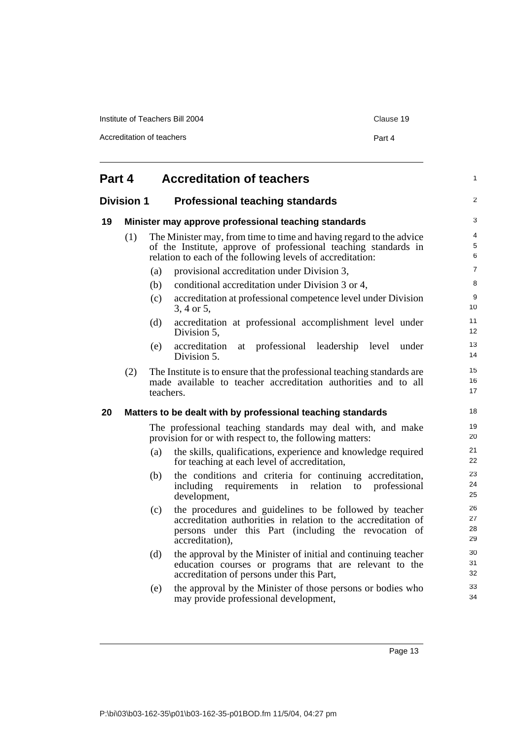# Part 4 Accreditation of teachers

## Division 1 Professional teaching standards

### 19 Minister may approve professional teaching standards

(1) The Minister may, from time to time and having regard to the advice of the Institute, approve of professional teaching standards in relation to each of the following levels of accreditation:

- (a) provisional accreditation under Division 3,
- (b) conditional accreditation under Division 3 or 4,
- (c) accreditation at professional competence level under Division 3, 4 or 5,
- (d) accreditation at professional accomplishment level under Division 5,
- (e) accreditation at professional leadership level under Division 5.

(2) The Institute is to ensure that the professional teaching standards are made available to teacher accreditation authorities and to all teachers.

### 20 Matters to be dealt with by professional teaching standards

The professional teaching standards may deal with, and make provision for or with respect to, the following matters:

- (a) the skills, qualifications, experience and knowledge required for teaching at each level of accreditation,
- (b) the conditions and criteria for continuing accreditation, including requirements in relation to professional development,
- (c) the procedures and guidelines to be followed by teacher accreditation authorities in relation to the accreditation of persons under this Part (including the revocation of accreditation),
- (d) the approval by the Minister of initial and continuing teacher education courses or programs that are relevant to the accreditation of persons under this Part,
- (e) the approval by the Minister of those persons or bodies who may provide professional development,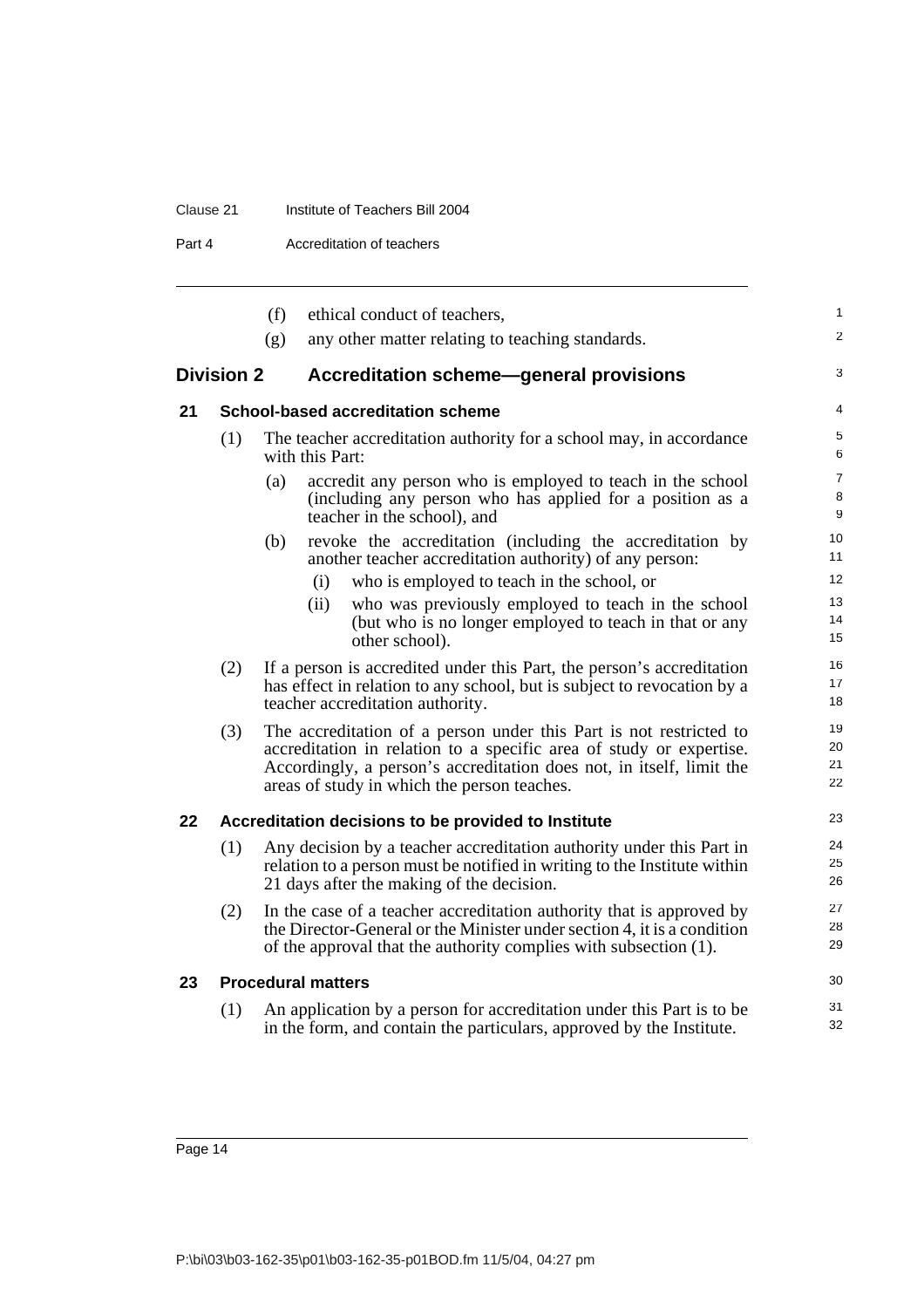(f) ethical conduct of teachers,

(g) any other matter relating to teaching standards.

## Division 2 Accreditation scheme—general provisions

### 21 School-based accreditation scheme

(1) The teacher accreditation authority for a school may, in accordance with this Part:

(a) accredit any person who is employed to teach in the school (including any person who has applied for a position as a teacher in the school), and

(b) revoke the accreditation (including the accreditation by another teacher accreditation authority) of any person:

(i) who is employed to teach in the school, or

(ii) who was previously employed to teach in the school (but who is no longer employed to teach in that or any other school).

(2) If a person is accredited under this Part, the person's accreditation has effect in relation to any school, but is subject to revocation by a teacher accreditation authority.

(3) The accreditation of a person under this Part is not restricted to accreditation in relation to a specific area of study or expertise. Accordingly, a person's accreditation does not, in itself, limit the areas of study in which the person teaches.

### 22 Accreditation decisions to be provided to Institute

(1) Any decision by a teacher accreditation authority under this Part in relation to a person must be notified in writing to the Institute within 21 days after the making of the decision.

(2) In the case of a teacher accreditation authority that is approved by the Director-General or the Minister under section 4, it is a condition of the approval that the authority complies with subsection (1).

### 23 Procedural matters

(1) An application by a person for accreditation under this Part is to be in the form, and contain the particulars, approved by the Institute.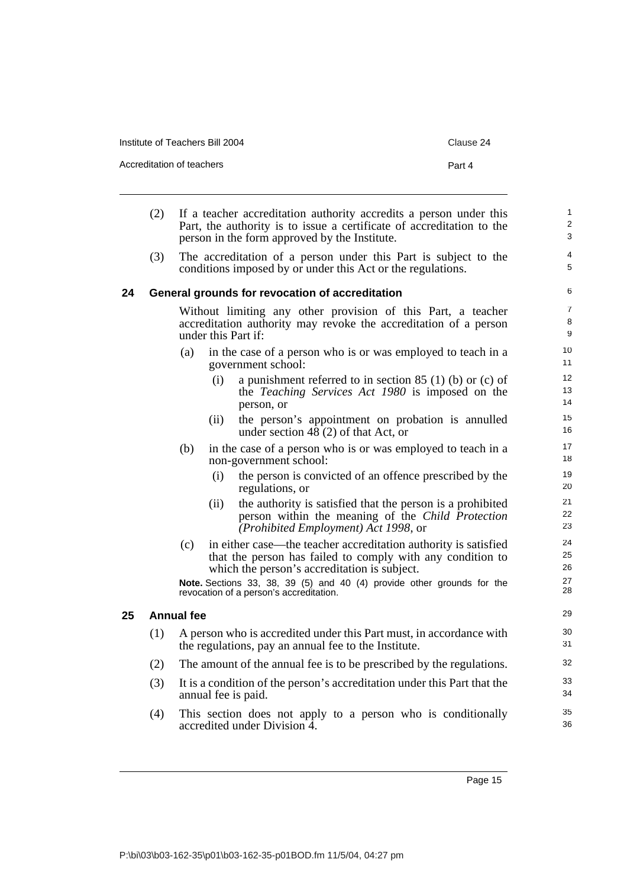(2) If a teacher accreditation authority accredits a person under this Part, the authority is to issue a certificate of accreditation to the person in the form approved by the Institute.

(3) The accreditation of a person under this Part is subject to the conditions imposed by or under this Act or the regulations.

## 24 General grounds for revocation of accreditation

Without limiting any other provision of this Part, a teacher accreditation authority may revoke the accreditation of a person under this Part if:

(a) in the case of a person who is or was employed to teach in a government school:

(i) a punishment referred to in section 85 (1) (b) or (c) of the *Teaching Services Act 1980* is imposed on the person, or

(ii) the person's appointment on probation is annulled under section 48 (2) of that Act, or

(b) in the case of a person who is or was employed to teach in a non-government school:

(i) the person is convicted of an offence prescribed by the regulations, or

(ii) the authority is satisfied that the person is a prohibited person within the meaning of the *Child Protection (Prohibited Employment) Act 1998*, or

(c) in either case—the teacher accreditation authority is satisfied that the person has failed to comply with any condition to which the person's accreditation is subject.

**Note.** Sections 33, 38, 39 (5) and 40 (4) provide other grounds for the revocation of a person's accreditation.

## 25 Annual fee

(1) A person who is accredited under this Part must, in accordance with the regulations, pay an annual fee to the Institute.

(2) The amount of the annual fee is to be prescribed by the regulations.

(3) It is a condition of the person's accreditation under this Part that the annual fee is paid.

(4) This section does not apply to a person who is conditionally accredited under Division 4.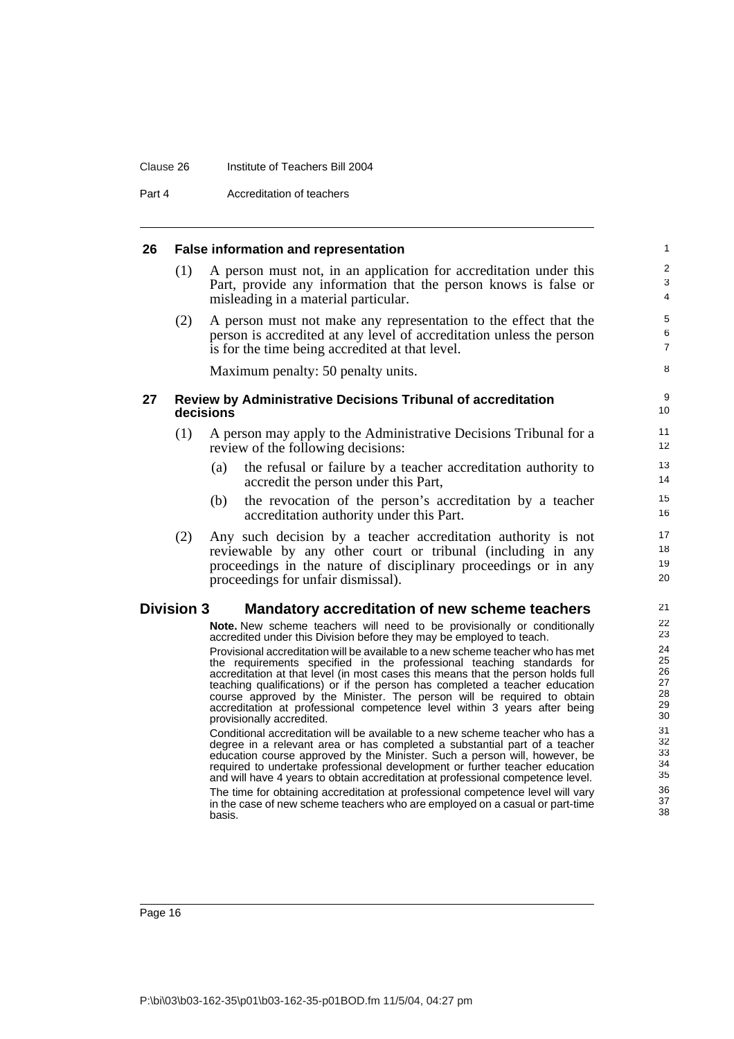### 26 False information and representation

(1) A person must not, in an application for accreditation under this Part, provide any information that the person knows is false or misleading in a material particular.

(2) A person must not make any representation to the effect that the person is accredited at any level of accreditation unless the person is for the time being accredited at that level.

Maximum penalty: 50 penalty units.

### 27 Review by Administrative Decisions Tribunal of accreditation decisions

(1) A person may apply to the Administrative Decisions Tribunal for a review of the following decisions:

(a) the refusal or failure by a teacher accreditation authority to accredit the person under this Part,

(b) the revocation of the person's accreditation by a teacher accreditation authority under this Part.

(2) Any such decision by a teacher accreditation authority is not reviewable by any other court or tribunal (including in any proceedings in the nature of disciplinary proceedings or in any proceedings for unfair dismissal).

## Division 3 Mandatory accreditation of new scheme teachers

**Note.** New scheme teachers will need to be provisionally or conditionally accredited under this Division before they may be employed to teach.

Provisional accreditation will be available to a new scheme teacher who has met the requirements specified in the professional teaching standards for accreditation at that level (in most cases this means that the person holds full teaching qualifications) or if the person has completed a teacher education course approved by the Minister. The person will be required to obtain accreditation at professional competence level within 3 years after being provisionally accredited.

Conditional accreditation will be available to a new scheme teacher who has a degree in a relevant area or has completed a substantial part of a teacher education course approved by the Minister. Such a person will, however, be required to undertake professional development or further teacher education and will have 4 years to obtain accreditation at professional competence level.

The time for obtaining accreditation at professional competence level will vary in the case of new scheme teachers who are employed on a casual or part-time basis.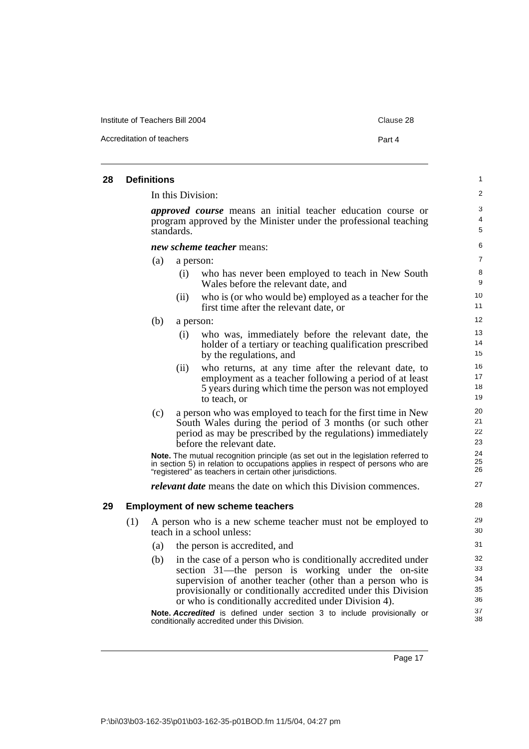## 28 Definitions

In this Division:

***approved course*** means an initial teacher education course or program approved by the Minister under the professional teaching standards.

***new scheme teacher*** means:

(a) a person:

  (i) who has never been employed to teach in New South Wales before the relevant date, and

  (ii) who is (or who would be) employed as a teacher for the first time after the relevant date, or

(b) a person:

  (i) who was, immediately before the relevant date, the holder of a tertiary or teaching qualification prescribed by the regulations, and

  (ii) who returns, at any time after the relevant date, to employment as a teacher following a period of at least 5 years during which time the person was not employed to teach, or

(c) a person who was employed to teach for the first time in New South Wales during the period of 3 months (or such other period as may be prescribed by the regulations) immediately before the relevant date.

**Note.** The mutual recognition principle (as set out in the legislation referred to in section 5) in relation to occupations applies in respect of persons who are "registered" as teachers in certain other jurisdictions.

***relevant date*** means the date on which this Division commences.

## 29 Employment of new scheme teachers

(1) A person who is a new scheme teacher must not be employed to teach in a school unless:

  (a) the person is accredited, and

  (b) in the case of a person who is conditionally accredited under section 31—the person is working under the on-site supervision of another teacher (other than a person who is provisionally or conditionally accredited under this Division or who is conditionally accredited under Division 4).

**Note.** ***Accredited*** is defined under section 3 to include provisionally or conditionally accredited under this Division.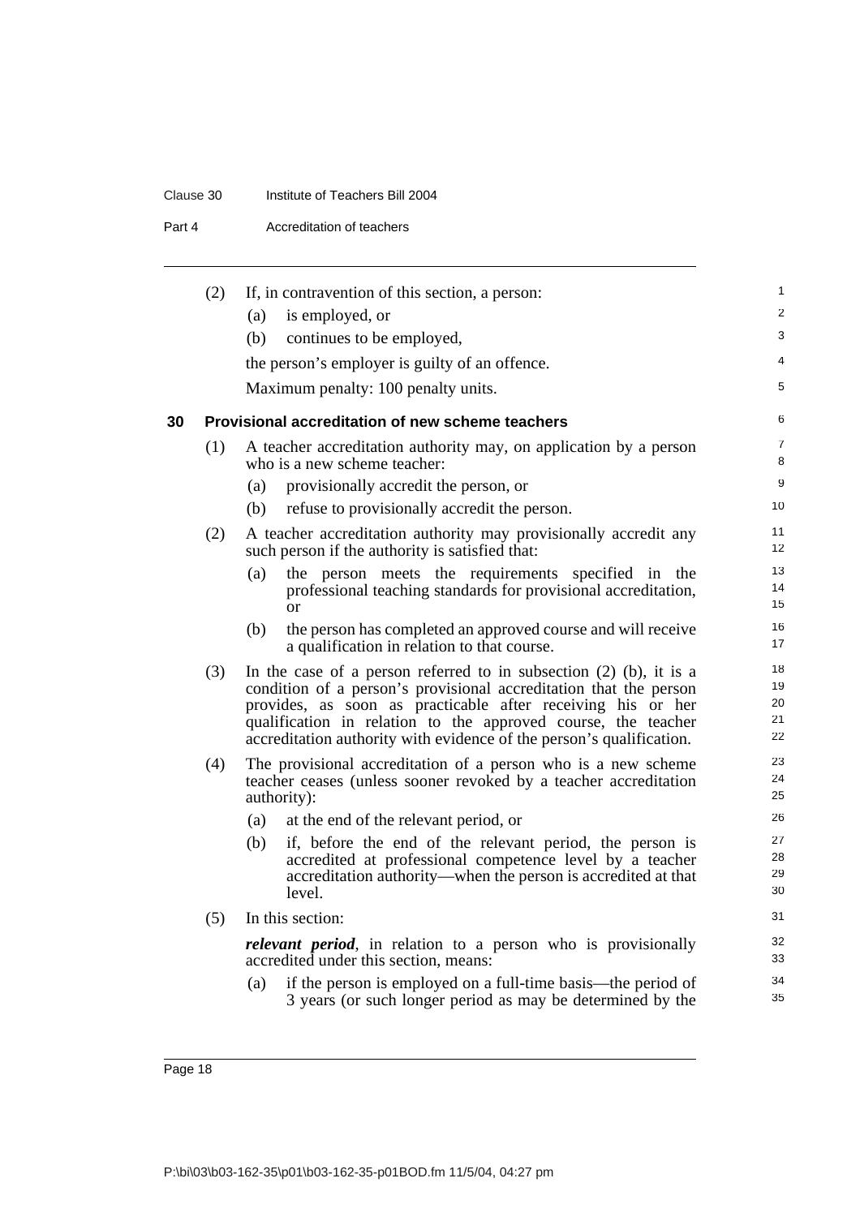(2) If, in contravention of this section, a person:

(a) is employed, or

(b) continues to be employed,

the person's employer is guilty of an offence.

Maximum penalty: 100 penalty units.

## 30 Provisional accreditation of new scheme teachers

(1) A teacher accreditation authority may, on application by a person who is a new scheme teacher:

(a) provisionally accredit the person, or

(b) refuse to provisionally accredit the person.

(2) A teacher accreditation authority may provisionally accredit any such person if the authority is satisfied that:

(a) the person meets the requirements specified in the professional teaching standards for provisional accreditation, or

(b) the person has completed an approved course and will receive a qualification in relation to that course.

(3) In the case of a person referred to in subsection (2) (b), it is a condition of a person's provisional accreditation that the person provides, as soon as practicable after receiving his or her qualification in relation to the approved course, the teacher accreditation authority with evidence of the person's qualification.

(4) The provisional accreditation of a person who is a new scheme teacher ceases (unless sooner revoked by a teacher accreditation authority):

(a) at the end of the relevant period, or

(b) if, before the end of the relevant period, the person is accredited at professional competence level by a teacher accreditation authority—when the person is accredited at that level.

(5) In this section:

***relevant period***, in relation to a person who is provisionally accredited under this section, means:

(a) if the person is employed on a full-time basis—the period of 3 years (or such longer period as may be determined by the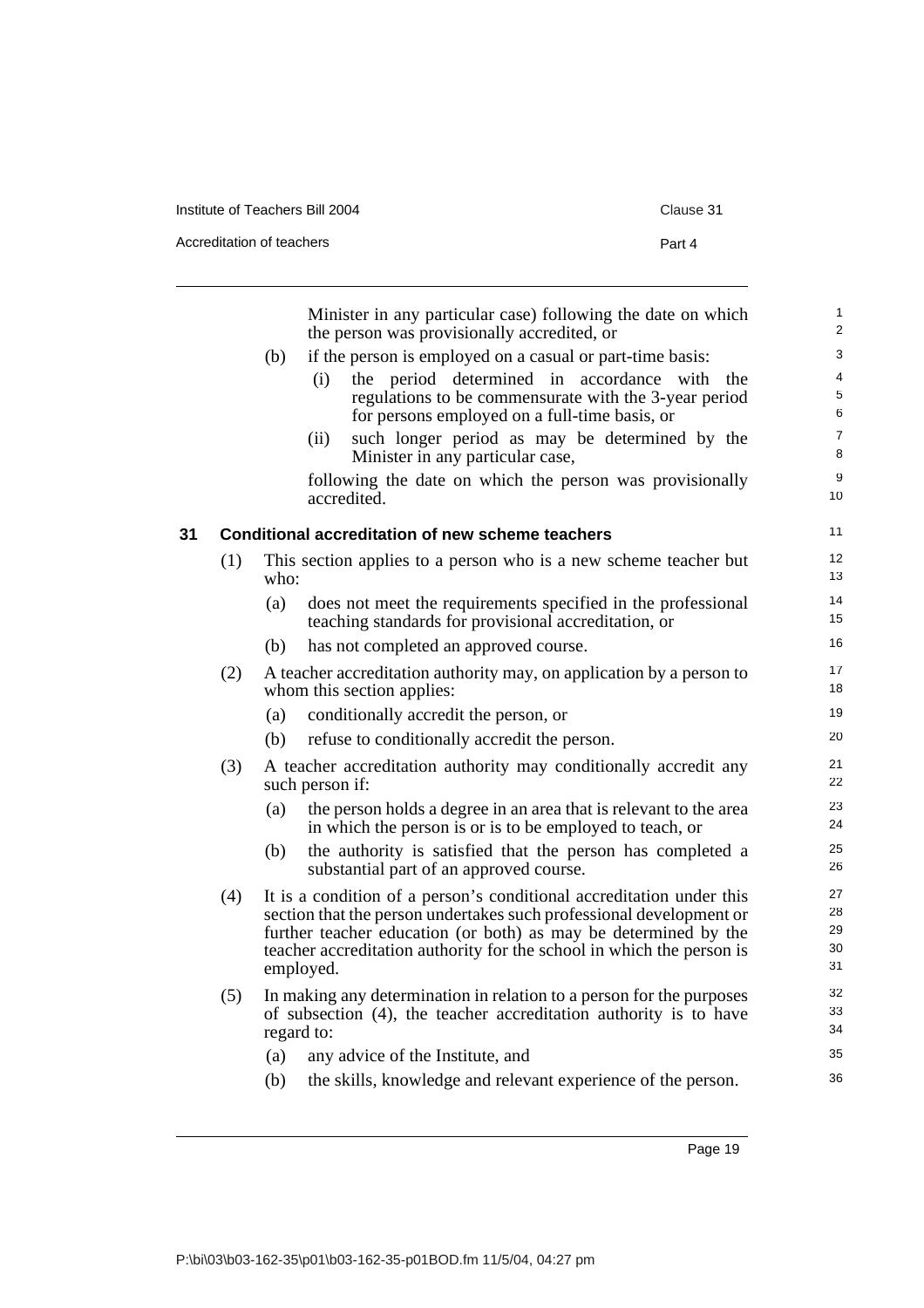Minister in any particular case) following the date on which the person was provisionally accredited, or

(b) if the person is employed on a casual or part-time basis:

(i) the period determined in accordance with the regulations to be commensurate with the 3-year period for persons employed on a full-time basis, or

(ii) such longer period as may be determined by the Minister in any particular case,

following the date on which the person was provisionally accredited.

### 31 Conditional accreditation of new scheme teachers

(1) This section applies to a person who is a new scheme teacher but who:

(a) does not meet the requirements specified in the professional teaching standards for provisional accreditation, or

(b) has not completed an approved course.

(2) A teacher accreditation authority may, on application by a person to whom this section applies:

(a) conditionally accredit the person, or

(b) refuse to conditionally accredit the person.

(3) A teacher accreditation authority may conditionally accredit any such person if:

(a) the person holds a degree in an area that is relevant to the area in which the person is or is to be employed to teach, or

(b) the authority is satisfied that the person has completed a substantial part of an approved course.

(4) It is a condition of a person's conditional accreditation under this section that the person undertakes such professional development or further teacher education (or both) as may be determined by the teacher accreditation authority for the school in which the person is employed.

(5) In making any determination in relation to a person for the purposes of subsection (4), the teacher accreditation authority is to have regard to:

(a) any advice of the Institute, and

(b) the skills, knowledge and relevant experience of the person.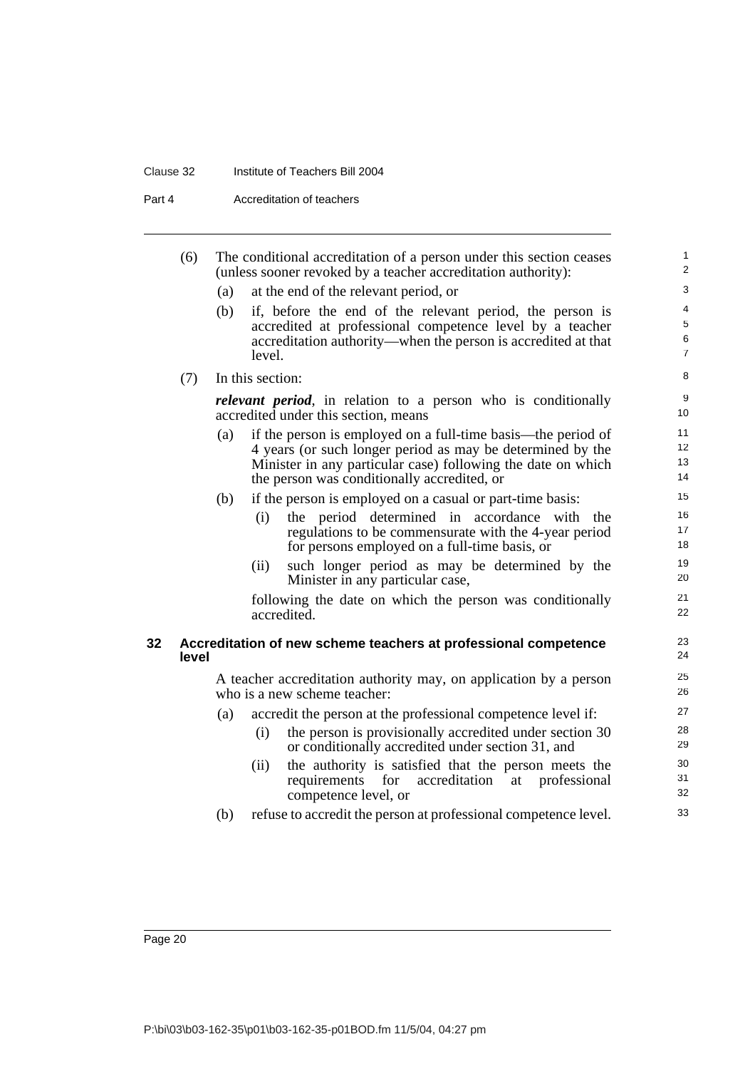(6) The conditional accreditation of a person under this section ceases (unless sooner revoked by a teacher accreditation authority):

(a) at the end of the relevant period, or

(b) if, before the end of the relevant period, the person is accredited at professional competence level by a teacher accreditation authority—when the person is accredited at that level.

(7) In this section:

***relevant period***, in relation to a person who is conditionally accredited under this section, means

(a) if the person is employed on a full-time basis—the period of 4 years (or such longer period as may be determined by the Minister in any particular case) following the date on which the person was conditionally accredited, or

(b) if the person is employed on a casual or part-time basis:

(i) the period determined in accordance with the regulations to be commensurate with the 4-year period for persons employed on a full-time basis, or

(ii) such longer period as may be determined by the Minister in any particular case,

following the date on which the person was conditionally accredited.

## 32 Accreditation of new scheme teachers at professional competence level

A teacher accreditation authority may, on application by a person who is a new scheme teacher:

(a) accredit the person at the professional competence level if:

(i) the person is provisionally accredited under section 30 or conditionally accredited under section 31, and

(ii) the authority is satisfied that the person meets the requirements for accreditation at professional competence level, or

(b) refuse to accredit the person at professional competence level.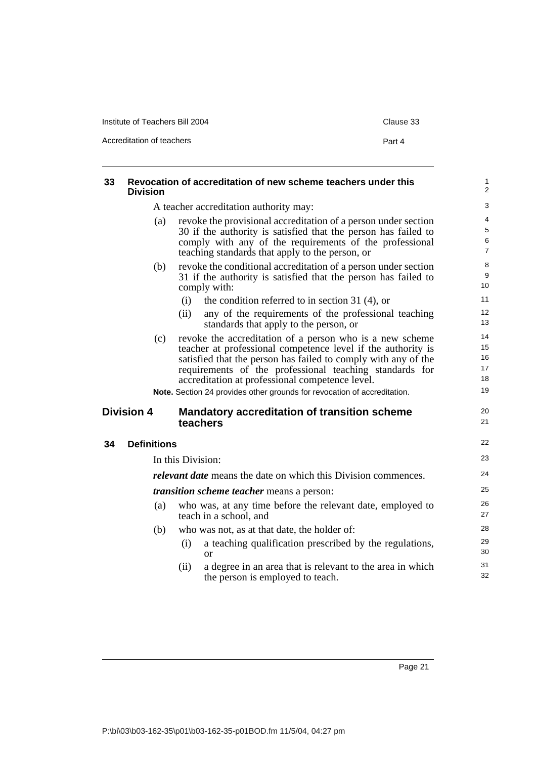### 33 Revocation of accreditation of new scheme teachers under this Division

A teacher accreditation authority may:

(a) revoke the provisional accreditation of a person under section 30 if the authority is satisfied that the person has failed to comply with any of the requirements of the professional teaching standards that apply to the person, or

(b) revoke the conditional accreditation of a person under section 31 if the authority is satisfied that the person has failed to comply with:

- (i) the condition referred to in section 31 (4), or
- (ii) any of the requirements of the professional teaching standards that apply to the person, or

(c) revoke the accreditation of a person who is a new scheme teacher at professional competence level if the authority is satisfied that the person has failed to comply with any of the requirements of the professional teaching standards for accreditation at professional competence level.

**Note.** Section 24 provides other grounds for revocation of accreditation.

## Division 4 Mandatory accreditation of transition scheme teachers

### 34 Definitions

In this Division:

***relevant date*** means the date on which this Division commences.

***transition scheme teacher*** means a person:

(a) who was, at any time before the relevant date, employed to teach in a school, and

(b) who was not, as at that date, the holder of:

- (i) a teaching qualification prescribed by the regulations, or
- (ii) a degree in an area that is relevant to the area in which the person is employed to teach.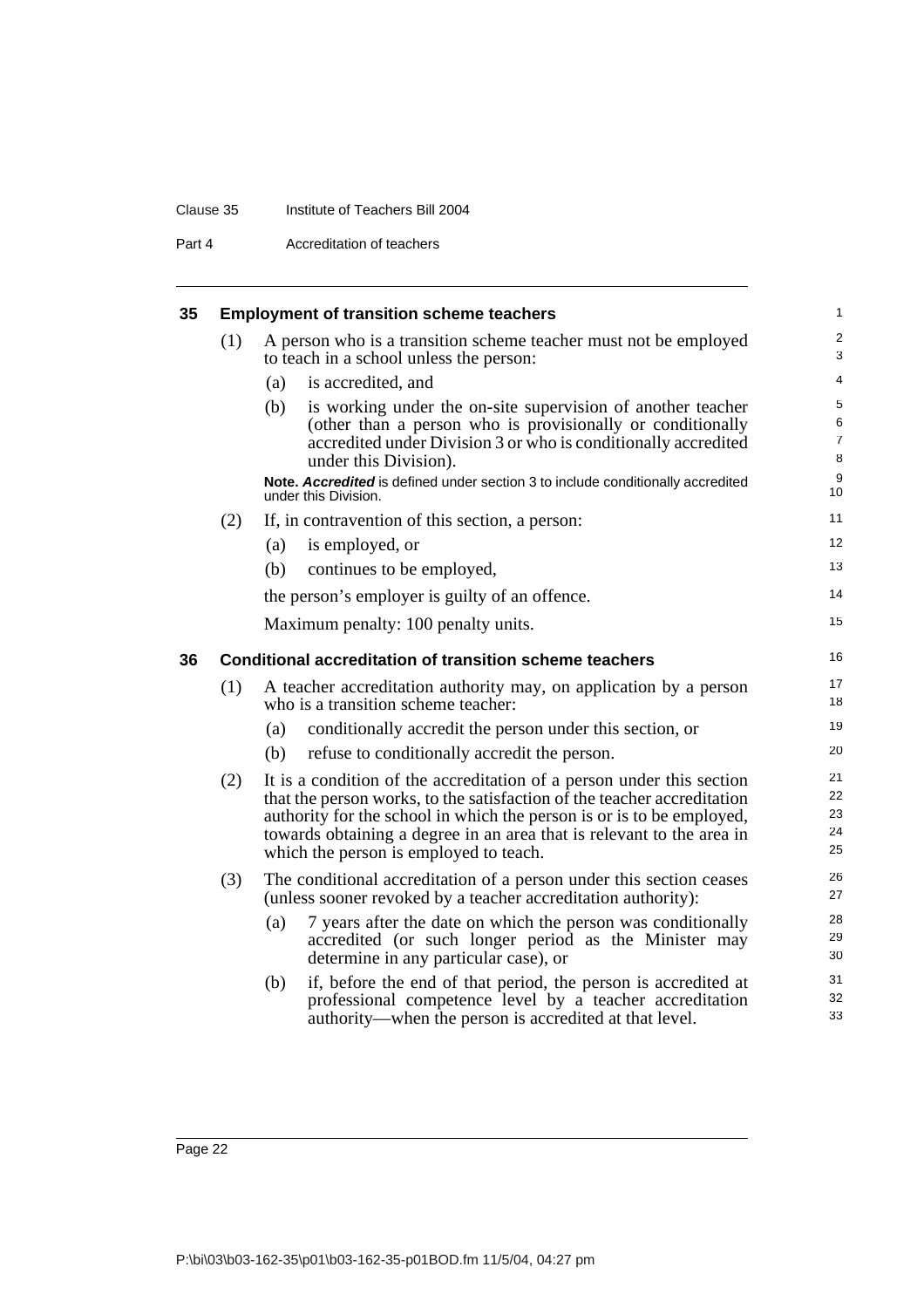### 35 Employment of transition scheme teachers

(1) A person who is a transition scheme teacher must not be employed to teach in a school unless the person:

- (a) is accredited, and
- (b) is working under the on-site supervision of another teacher (other than a person who is provisionally or conditionally accredited under Division 3 or who is conditionally accredited under this Division).

**Note.** ***Accredited*** is defined under section 3 to include conditionally accredited under this Division.

(2) If, in contravention of this section, a person:

- (a) is employed, or
- (b) continues to be employed,

the person's employer is guilty of an offence.

Maximum penalty: 100 penalty units.

### 36 Conditional accreditation of transition scheme teachers

(1) A teacher accreditation authority may, on application by a person who is a transition scheme teacher:

- (a) conditionally accredit the person under this section, or
- (b) refuse to conditionally accredit the person.

(2) It is a condition of the accreditation of a person under this section that the person works, to the satisfaction of the teacher accreditation authority for the school in which the person is or is to be employed, towards obtaining a degree in an area that is relevant to the area in which the person is employed to teach.

(3) The conditional accreditation of a person under this section ceases (unless sooner revoked by a teacher accreditation authority):

- (a) 7 years after the date on which the person was conditionally accredited (or such longer period as the Minister may determine in any particular case), or
- (b) if, before the end of that period, the person is accredited at professional competence level by a teacher accreditation authority—when the person is accredited at that level.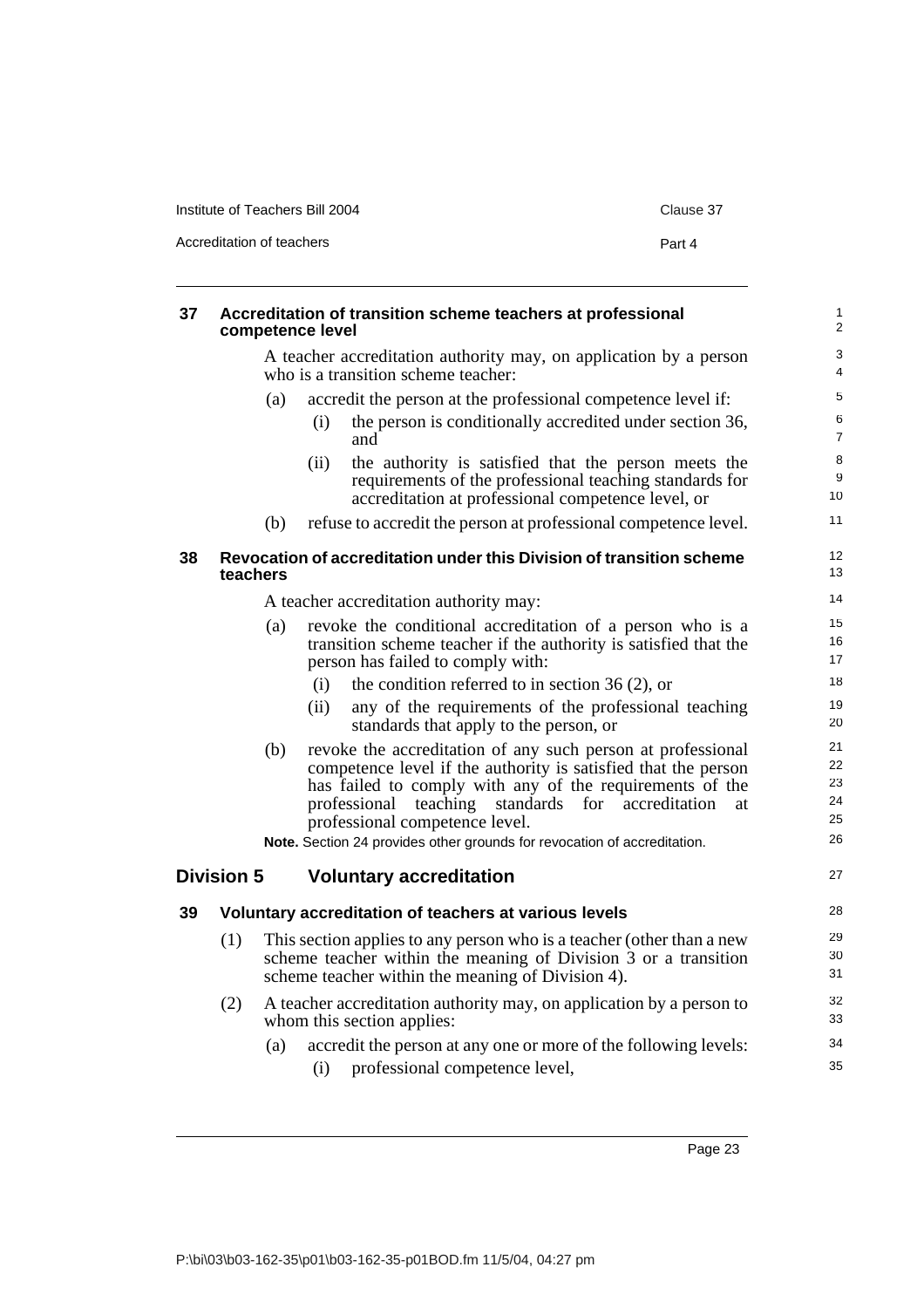### 37 Accreditation of transition scheme teachers at professional competence level

A teacher accreditation authority may, on application by a person who is a transition scheme teacher:

(a) accredit the person at the professional competence level if:

(i) the person is conditionally accredited under section 36, and

(ii) the authority is satisfied that the person meets the requirements of the professional teaching standards for accreditation at professional competence level, or

(b) refuse to accredit the person at professional competence level.

### 38 Revocation of accreditation under this Division of transition scheme teachers

A teacher accreditation authority may:

(a) revoke the conditional accreditation of a person who is a transition scheme teacher if the authority is satisfied that the person has failed to comply with:

(i) the condition referred to in section 36 (2), or

(ii) any of the requirements of the professional teaching standards that apply to the person, or

(b) revoke the accreditation of any such person at professional competence level if the authority is satisfied that the person has failed to comply with any of the requirements of the professional teaching standards for accreditation at professional competence level.

**Note.** Section 24 provides other grounds for revocation of accreditation.

## Division 5 Voluntary accreditation

### 39 Voluntary accreditation of teachers at various levels

(1) This section applies to any person who is a teacher (other than a new scheme teacher within the meaning of Division 3 or a transition scheme teacher within the meaning of Division 4).

(2) A teacher accreditation authority may, on application by a person to whom this section applies:

(a) accredit the person at any one or more of the following levels:

(i) professional competence level,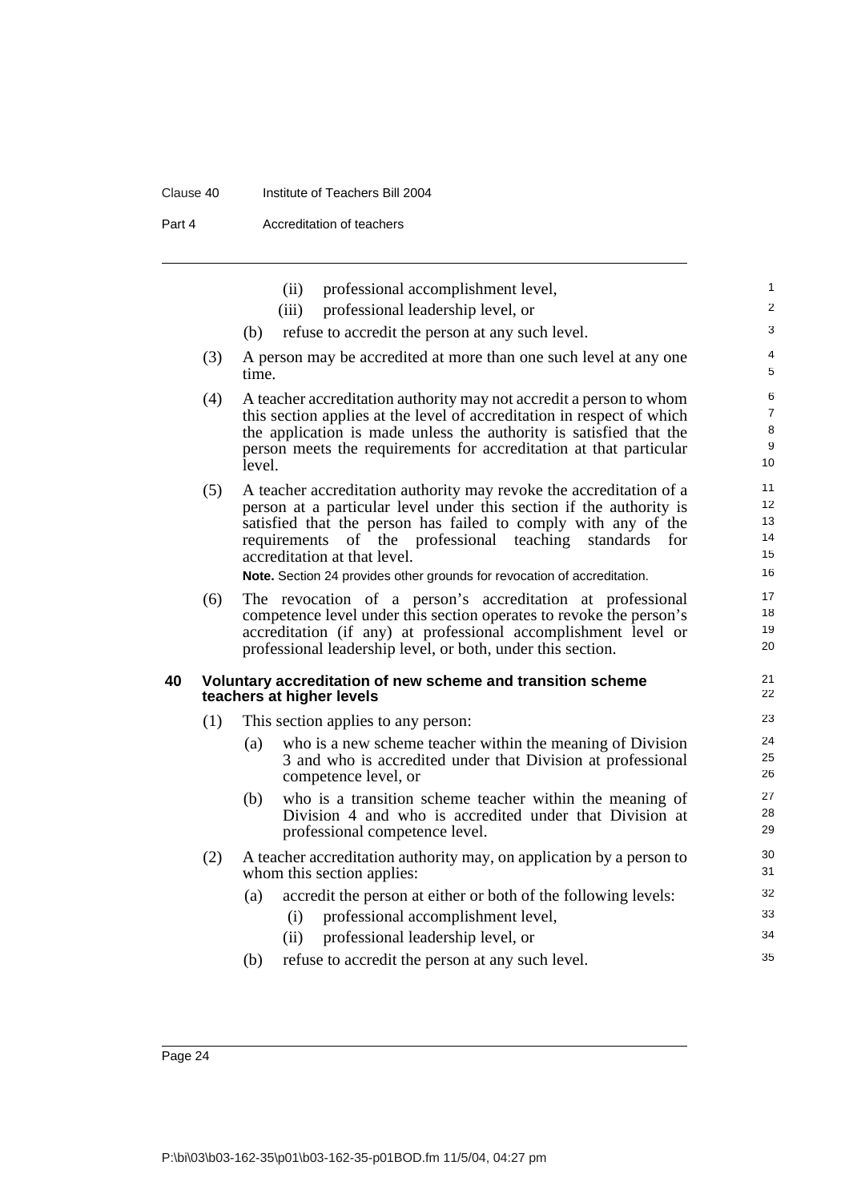(ii) professional accomplishment level,

(iii) professional leadership level, or

(b) refuse to accredit the person at any such level.

(3) A person may be accredited at more than one such level at any one time.

(4) A teacher accreditation authority may not accredit a person to whom this section applies at the level of accreditation in respect of which the application is made unless the authority is satisfied that the person meets the requirements for accreditation at that particular level.

(5) A teacher accreditation authority may revoke the accreditation of a person at a particular level under this section if the authority is satisfied that the person has failed to comply with any of the requirements of the professional teaching standards for accreditation at that level.

**Note.** Section 24 provides other grounds for revocation of accreditation.

(6) The revocation of a person's accreditation at professional competence level under this section operates to revoke the person's accreditation (if any) at professional accomplishment level or professional leadership level, or both, under this section.

### 40 Voluntary accreditation of new scheme and transition scheme teachers at higher levels

(1) This section applies to any person:

(a) who is a new scheme teacher within the meaning of Division 3 and who is accredited under that Division at professional competence level, or

(b) who is a transition scheme teacher within the meaning of Division 4 and who is accredited under that Division at professional competence level.

(2) A teacher accreditation authority may, on application by a person to whom this section applies:

(a) accredit the person at either or both of the following levels:

(i) professional accomplishment level,

(ii) professional leadership level, or

(b) refuse to accredit the person at any such level.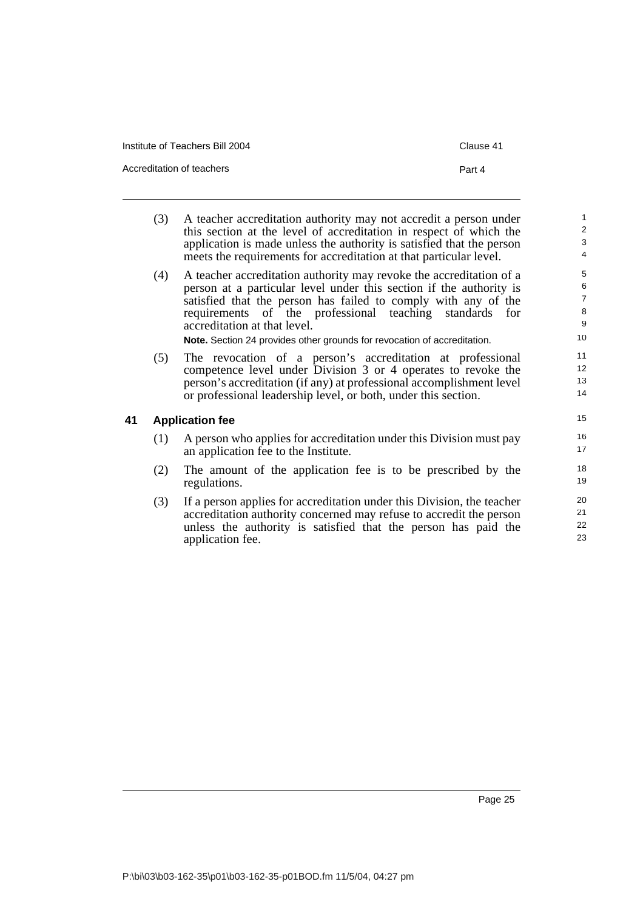(3) A teacher accreditation authority may not accredit a person under this section at the level of accreditation in respect of which the application is made unless the authority is satisfied that the person meets the requirements for accreditation at that particular level.

(4) A teacher accreditation authority may revoke the accreditation of a person at a particular level under this section if the authority is satisfied that the person has failed to comply with any of the requirements of the professional teaching standards for accreditation at that level.

**Note.** Section 24 provides other grounds for revocation of accreditation.

(5) The revocation of a person's accreditation at professional competence level under Division 3 or 4 operates to revoke the person's accreditation (if any) at professional accomplishment level or professional leadership level, or both, under this section.

## 41 Application fee

(1) A person who applies for accreditation under this Division must pay an application fee to the Institute.

(2) The amount of the application fee is to be prescribed by the regulations.

(3) If a person applies for accreditation under this Division, the teacher accreditation authority concerned may refuse to accredit the person unless the authority is satisfied that the person has paid the application fee.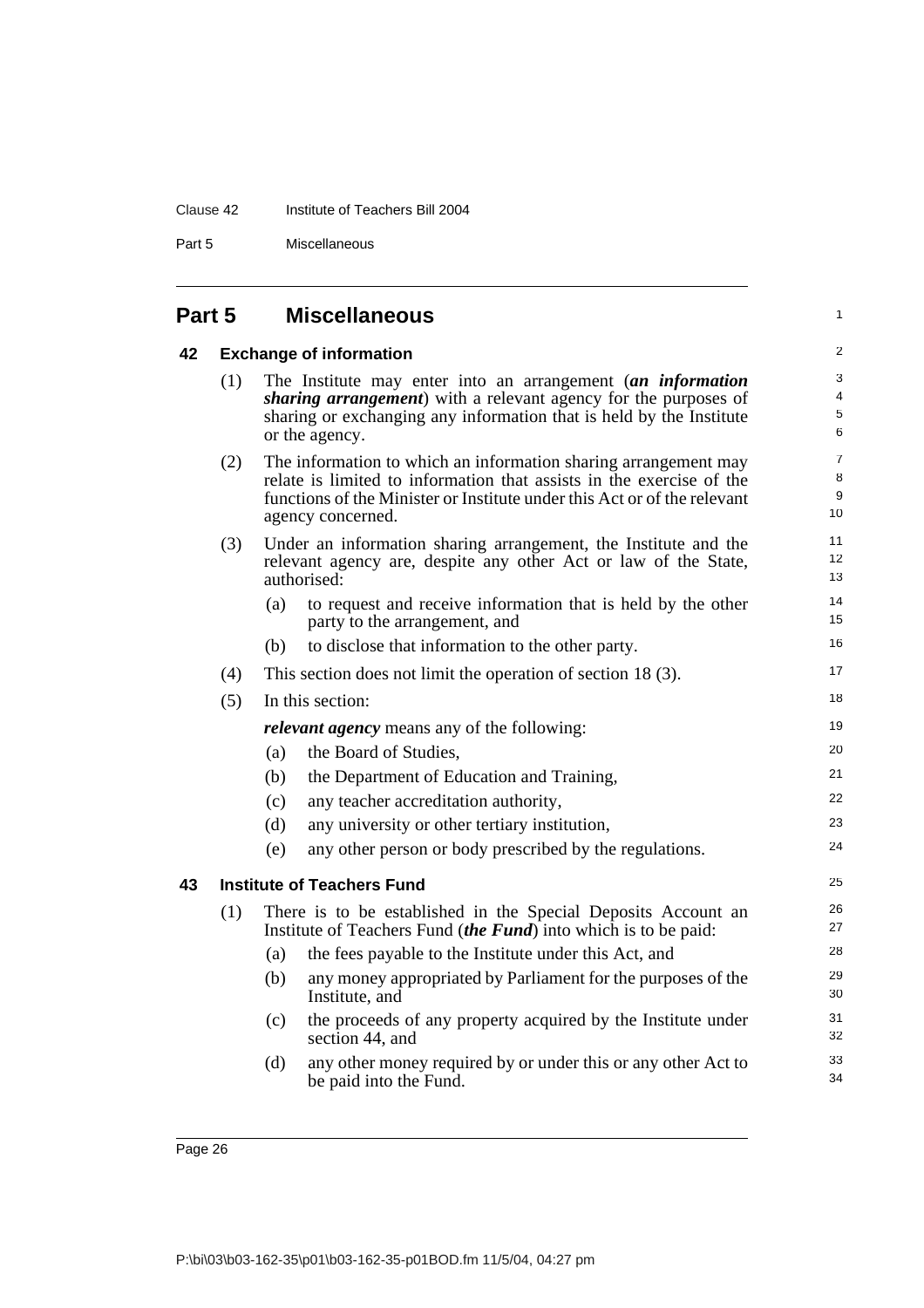## Part 5 Miscellaneous

### 42 Exchange of information

(1) The Institute may enter into an arrangement (***an information sharing arrangement***) with a relevant agency for the purposes of sharing or exchanging any information that is held by the Institute or the agency.

(2) The information to which an information sharing arrangement may relate is limited to information that assists in the exercise of the functions of the Minister or Institute under this Act or of the relevant agency concerned.

(3) Under an information sharing arrangement, the Institute and the relevant agency are, despite any other Act or law of the State, authorised:

- (a) to request and receive information that is held by the other party to the arrangement, and
- (b) to disclose that information to the other party.

(4) This section does not limit the operation of section 18 (3).

(5) In this section:

***relevant agency*** means any of the following:

- (a) the Board of Studies,
- (b) the Department of Education and Training,
- (c) any teacher accreditation authority,
- (d) any university or other tertiary institution,
- (e) any other person or body prescribed by the regulations.

### 43 Institute of Teachers Fund

(1) There is to be established in the Special Deposits Account an Institute of Teachers Fund (***the Fund***) into which is to be paid:

- (a) the fees payable to the Institute under this Act, and
- (b) any money appropriated by Parliament for the purposes of the Institute, and
- (c) the proceeds of any property acquired by the Institute under section 44, and
- (d) any other money required by or under this or any other Act to be paid into the Fund.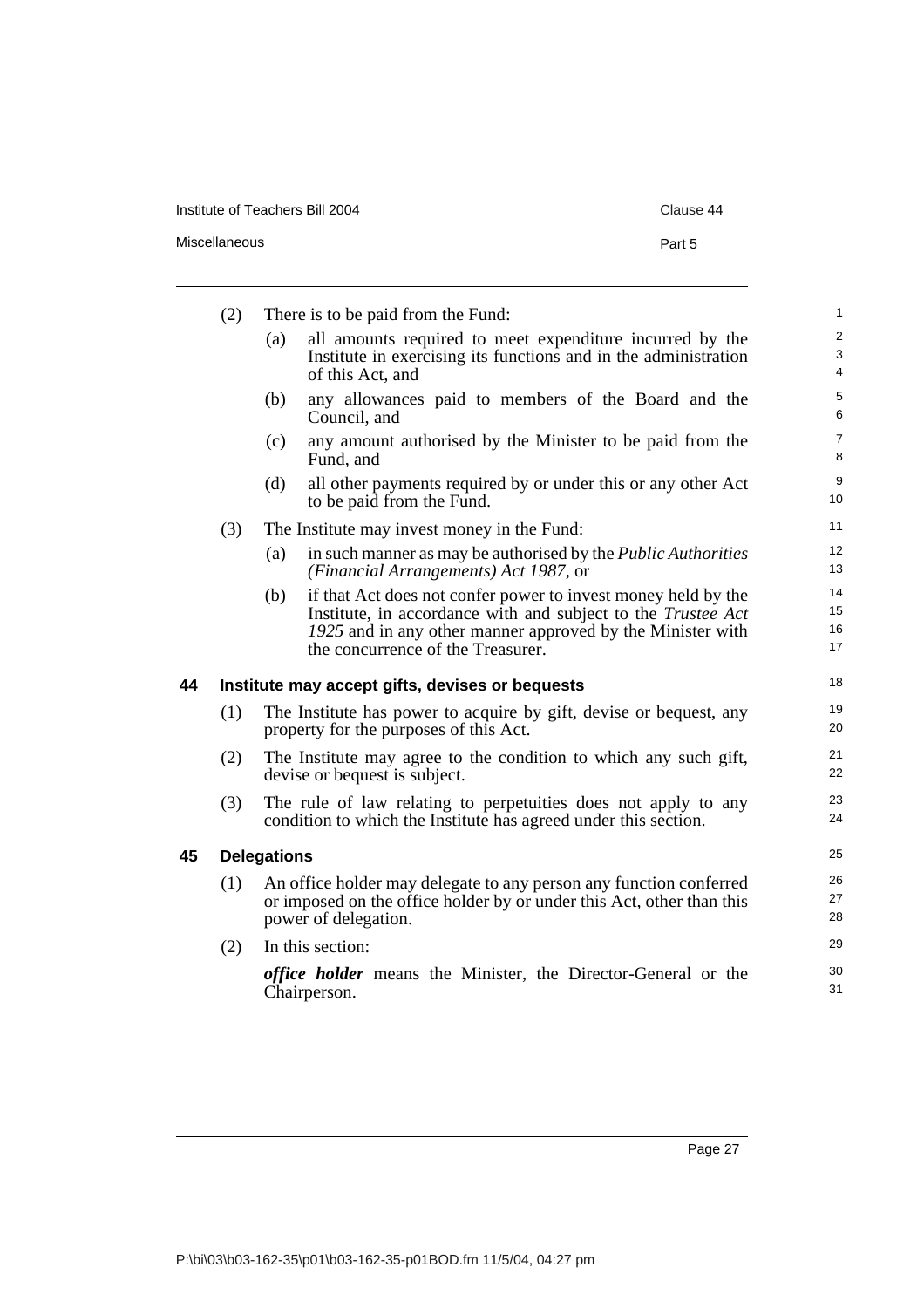(2) There is to be paid from the Fund:

(a) all amounts required to meet expenditure incurred by the Institute in exercising its functions and in the administration of this Act, and

(b) any allowances paid to members of the Board and the Council, and

(c) any amount authorised by the Minister to be paid from the Fund, and

(d) all other payments required by or under this or any other Act to be paid from the Fund.

(3) The Institute may invest money in the Fund:

(a) in such manner as may be authorised by the *Public Authorities (Financial Arrangements) Act 1987*, or

(b) if that Act does not confer power to invest money held by the Institute, in accordance with and subject to the *Trustee Act 1925* and in any other manner approved by the Minister with the concurrence of the Treasurer.

### 44 Institute may accept gifts, devises or bequests

(1) The Institute has power to acquire by gift, devise or bequest, any property for the purposes of this Act.

(2) The Institute may agree to the condition to which any such gift, devise or bequest is subject.

(3) The rule of law relating to perpetuities does not apply to any condition to which the Institute has agreed under this section.

### 45 Delegations

(1) An office holder may delegate to any person any function conferred or imposed on the office holder by or under this Act, other than this power of delegation.

(2) In this section:

***office holder*** means the Minister, the Director-General or the Chairperson.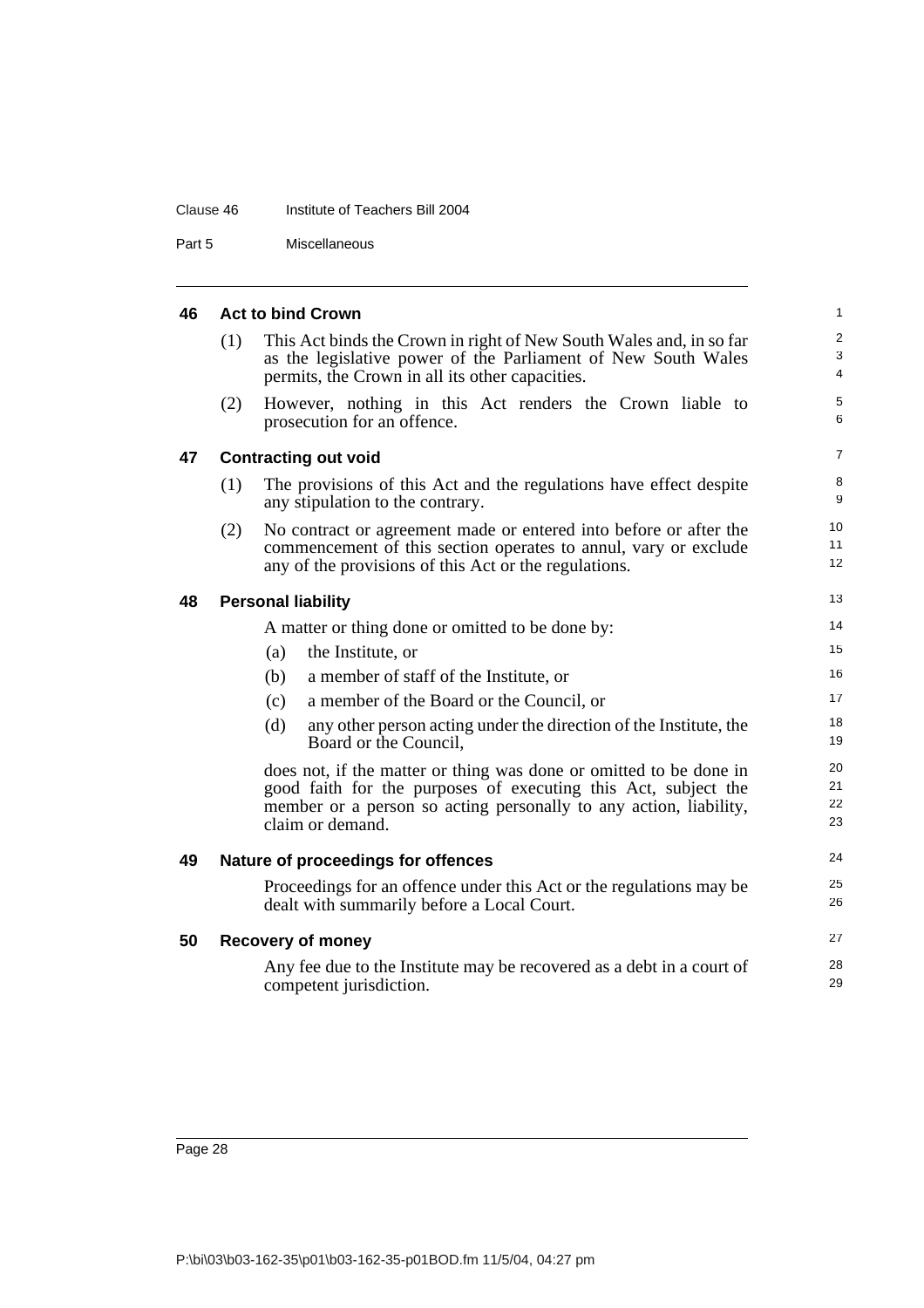## 46 Act to bind Crown

(1) This Act binds the Crown in right of New South Wales and, in so far as the legislative power of the Parliament of New South Wales permits, the Crown in all its other capacities.

(2) However, nothing in this Act renders the Crown liable to prosecution for an offence.

## 47 Contracting out void

(1) The provisions of this Act and the regulations have effect despite any stipulation to the contrary.

(2) No contract or agreement made or entered into before or after the commencement of this section operates to annul, vary or exclude any of the provisions of this Act or the regulations.

## 48 Personal liability

A matter or thing done or omitted to be done by:

(a) the Institute, or

(b) a member of staff of the Institute, or

(c) a member of the Board or the Council, or

(d) any other person acting under the direction of the Institute, the Board or the Council,

does not, if the matter or thing was done or omitted to be done in good faith for the purposes of executing this Act, subject the member or a person so acting personally to any action, liability, claim or demand.

## 49 Nature of proceedings for offences

Proceedings for an offence under this Act or the regulations may be dealt with summarily before a Local Court.

## 50 Recovery of money

Any fee due to the Institute may be recovered as a debt in a court of competent jurisdiction.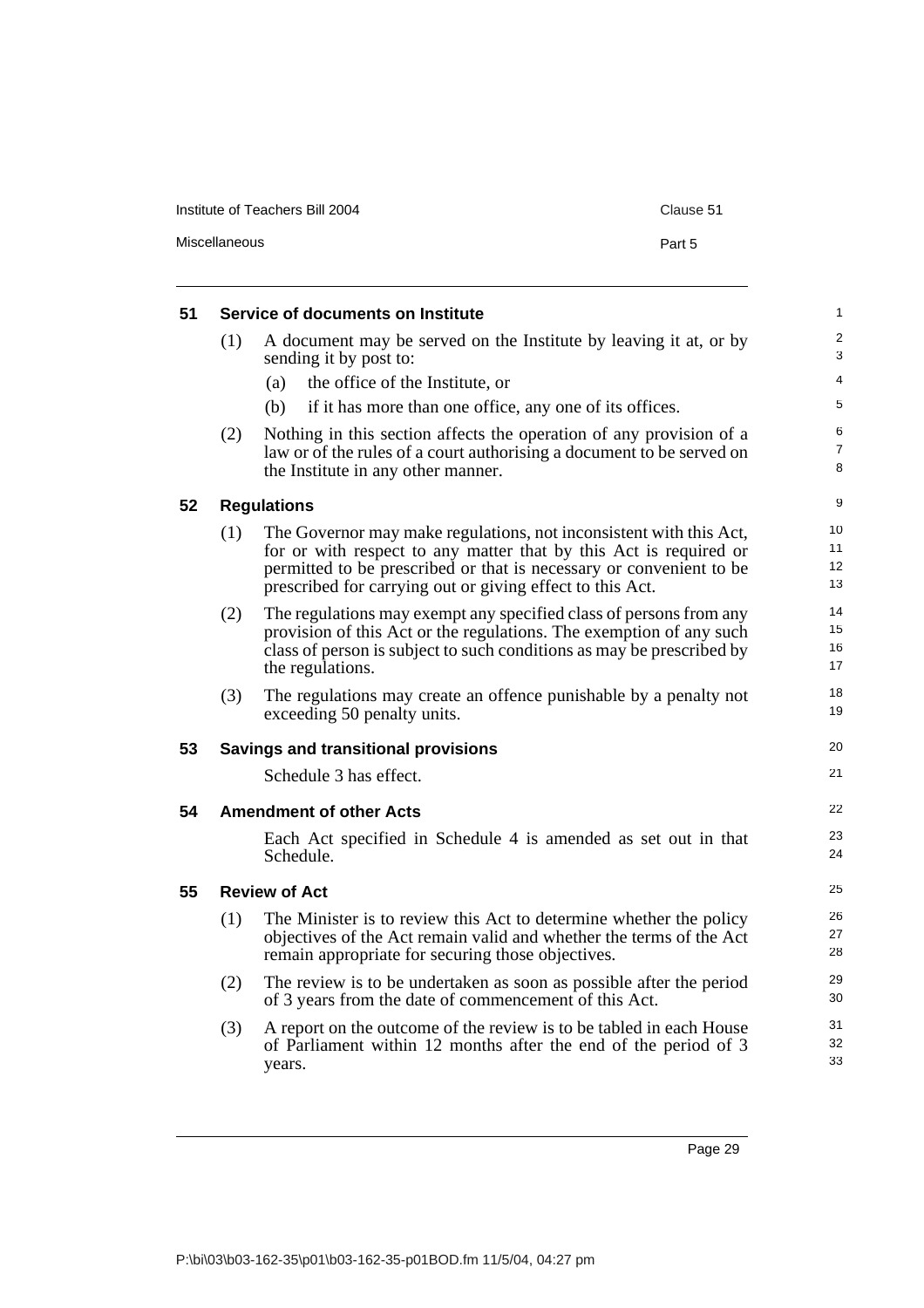### 51 Service of documents on Institute

(1) A document may be served on the Institute by leaving it at, or by sending it by post to:

  (a) the office of the Institute, or

  (b) if it has more than one office, any one of its offices.

(2) Nothing in this section affects the operation of any provision of a law or of the rules of a court authorising a document to be served on the Institute in any other manner.

### 52 Regulations

(1) The Governor may make regulations, not inconsistent with this Act, for or with respect to any matter that by this Act is required or permitted to be prescribed or that is necessary or convenient to be prescribed for carrying out or giving effect to this Act.

(2) The regulations may exempt any specified class of persons from any provision of this Act or the regulations. The exemption of any such class of person is subject to such conditions as may be prescribed by the regulations.

(3) The regulations may create an offence punishable by a penalty not exceeding 50 penalty units.

### 53 Savings and transitional provisions

Schedule 3 has effect.

### 54 Amendment of other Acts

Each Act specified in Schedule 4 is amended as set out in that Schedule.

### 55 Review of Act

(1) The Minister is to review this Act to determine whether the policy objectives of the Act remain valid and whether the terms of the Act remain appropriate for securing those objectives.

(2) The review is to be undertaken as soon as possible after the period of 3 years from the date of commencement of this Act.

(3) A report on the outcome of the review is to be tabled in each House of Parliament within 12 months after the end of the period of 3 years.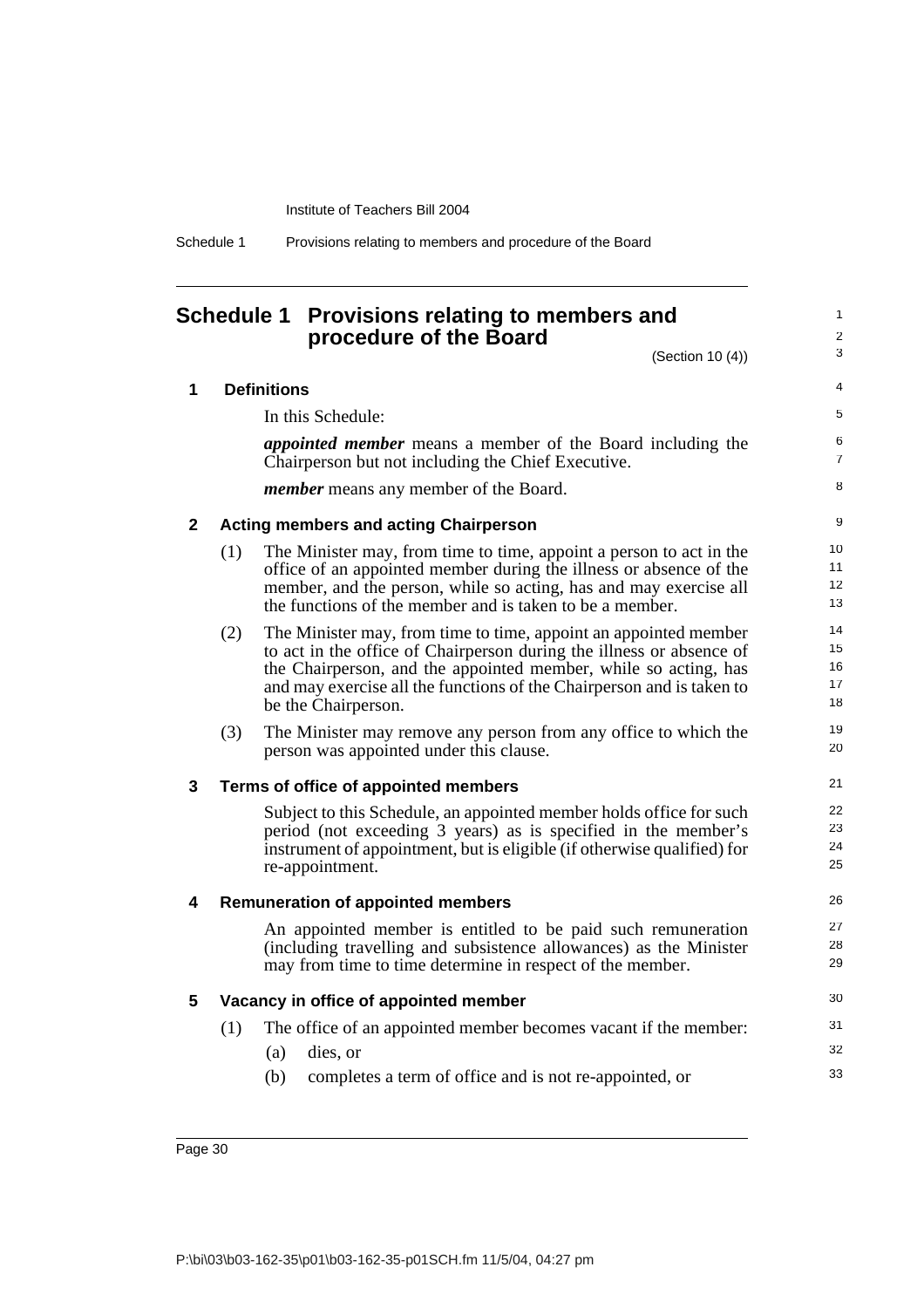# Schedule 1 Provisions relating to members and procedure of the Board

(Section 10 (4))

## 1 Definitions

In this Schedule:

***appointed member*** means a member of the Board including the Chairperson but not including the Chief Executive.

***member*** means any member of the Board.

## 2 Acting members and acting Chairperson

(1) The Minister may, from time to time, appoint a person to act in the office of an appointed member during the illness or absence of the member, and the person, while so acting, has and may exercise all the functions of the member and is taken to be a member.

(2) The Minister may, from time to time, appoint an appointed member to act in the office of Chairperson during the illness or absence of the Chairperson, and the appointed member, while so acting, has and may exercise all the functions of the Chairperson and is taken to be the Chairperson.

(3) The Minister may remove any person from any office to which the person was appointed under this clause.

## 3 Terms of office of appointed members

Subject to this Schedule, an appointed member holds office for such period (not exceeding 3 years) as is specified in the member's instrument of appointment, but is eligible (if otherwise qualified) for re-appointment.

## 4 Remuneration of appointed members

An appointed member is entitled to be paid such remuneration (including travelling and subsistence allowances) as the Minister may from time to time determine in respect of the member.

## 5 Vacancy in office of appointed member

(1) The office of an appointed member becomes vacant if the member:

(a) dies, or

(b) completes a term of office and is not re-appointed, or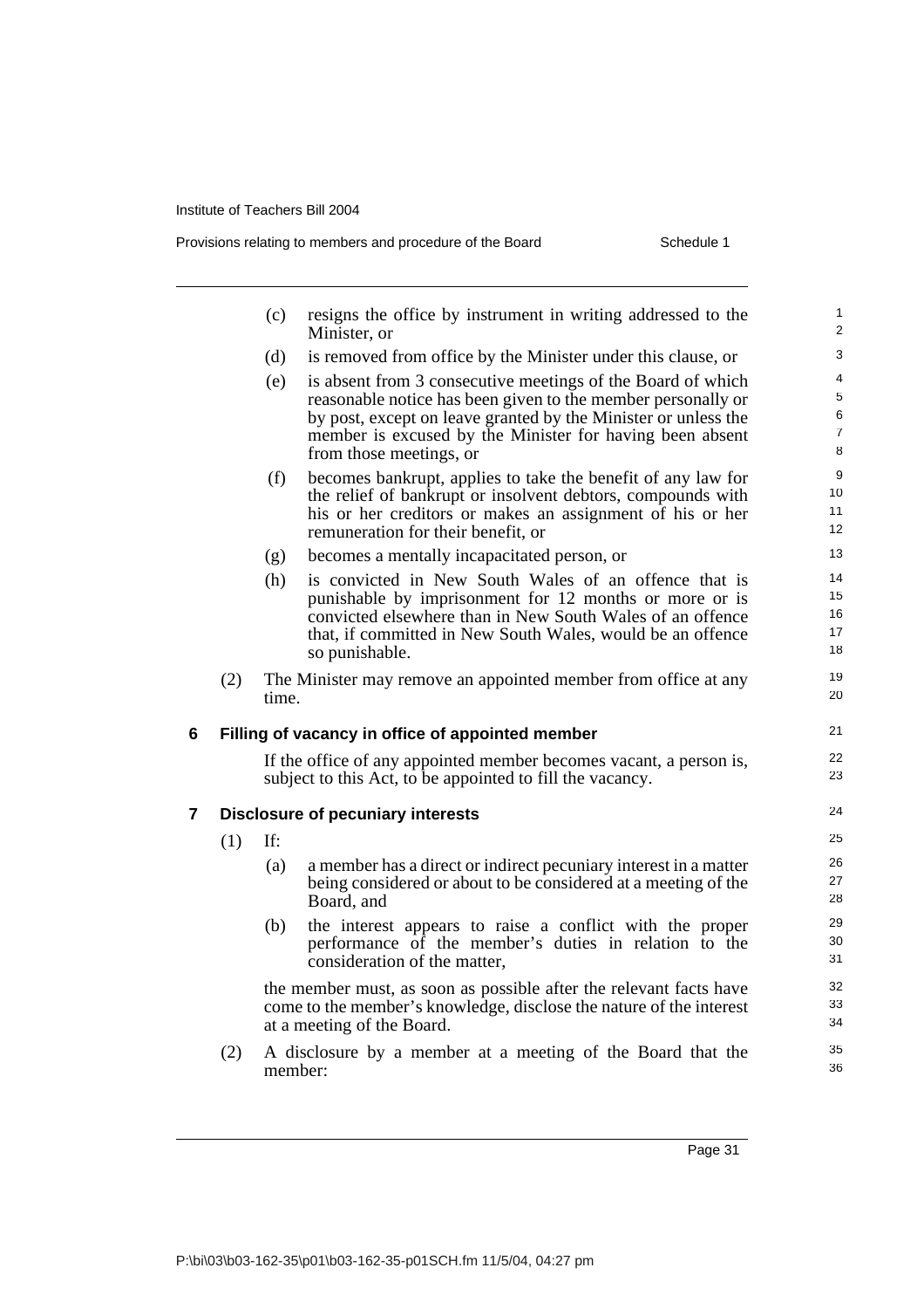(c) resigns the office by instrument in writing addressed to the Minister, or

(d) is removed from office by the Minister under this clause, or

(e) is absent from 3 consecutive meetings of the Board of which reasonable notice has been given to the member personally or by post, except on leave granted by the Minister or unless the member is excused by the Minister for having been absent from those meetings, or

(f) becomes bankrupt, applies to take the benefit of any law for the relief of bankrupt or insolvent debtors, compounds with his or her creditors or makes an assignment of his or her remuneration for their benefit, or

(g) becomes a mentally incapacitated person, or

(h) is convicted in New South Wales of an offence that is punishable by imprisonment for 12 months or more or is convicted elsewhere than in New South Wales of an offence that, if committed in New South Wales, would be an offence so punishable.

(2) The Minister may remove an appointed member from office at any time.

### 6 Filling of vacancy in office of appointed member

If the office of any appointed member becomes vacant, a person is, subject to this Act, to be appointed to fill the vacancy.

### 7 Disclosure of pecuniary interests

(1) If:

(a) a member has a direct or indirect pecuniary interest in a matter being considered or about to be considered at a meeting of the Board, and

(b) the interest appears to raise a conflict with the proper performance of the member's duties in relation to the consideration of the matter,

the member must, as soon as possible after the relevant facts have come to the member's knowledge, disclose the nature of the interest at a meeting of the Board.

(2) A disclosure by a member at a meeting of the Board that the member: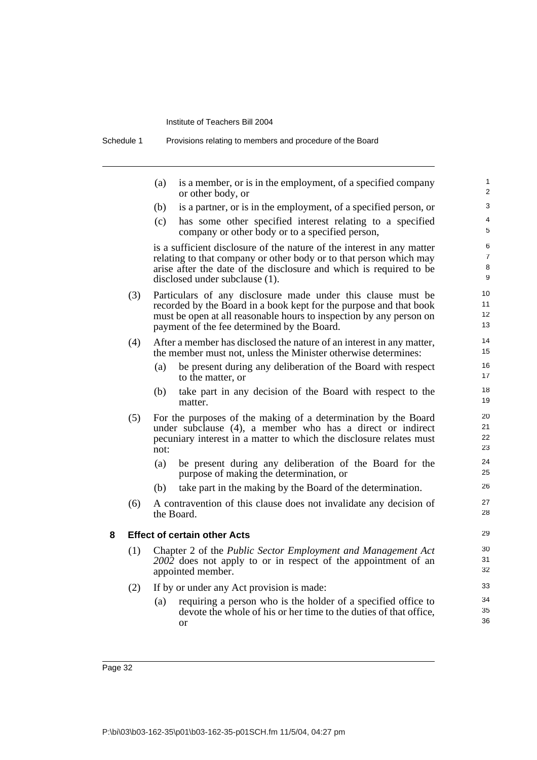(a) is a member, or is in the employment, of a specified company or other body, or

(b) is a partner, or is in the employment, of a specified person, or

(c) has some other specified interest relating to a specified company or other body or to a specified person,

is a sufficient disclosure of the nature of the interest in any matter relating to that company or other body or to that person which may arise after the date of the disclosure and which is required to be disclosed under subclause (1).

(3) Particulars of any disclosure made under this clause must be recorded by the Board in a book kept for the purpose and that book must be open at all reasonable hours to inspection by any person on payment of the fee determined by the Board.

(4) After a member has disclosed the nature of an interest in any matter, the member must not, unless the Minister otherwise determines:

(a) be present during any deliberation of the Board with respect to the matter, or

(b) take part in any decision of the Board with respect to the matter.

(5) For the purposes of the making of a determination by the Board under subclause (4), a member who has a direct or indirect pecuniary interest in a matter to which the disclosure relates must not:

(a) be present during any deliberation of the Board for the purpose of making the determination, or

(b) take part in the making by the Board of the determination.

(6) A contravention of this clause does not invalidate any decision of the Board.

**8 Effect of certain other Acts**

(1) Chapter 2 of the *Public Sector Employment and Management Act 2002* does not apply to or in respect of the appointment of an appointed member.

(2) If by or under any Act provision is made:

(a) requiring a person who is the holder of a specified office to devote the whole of his or her time to the duties of that office, or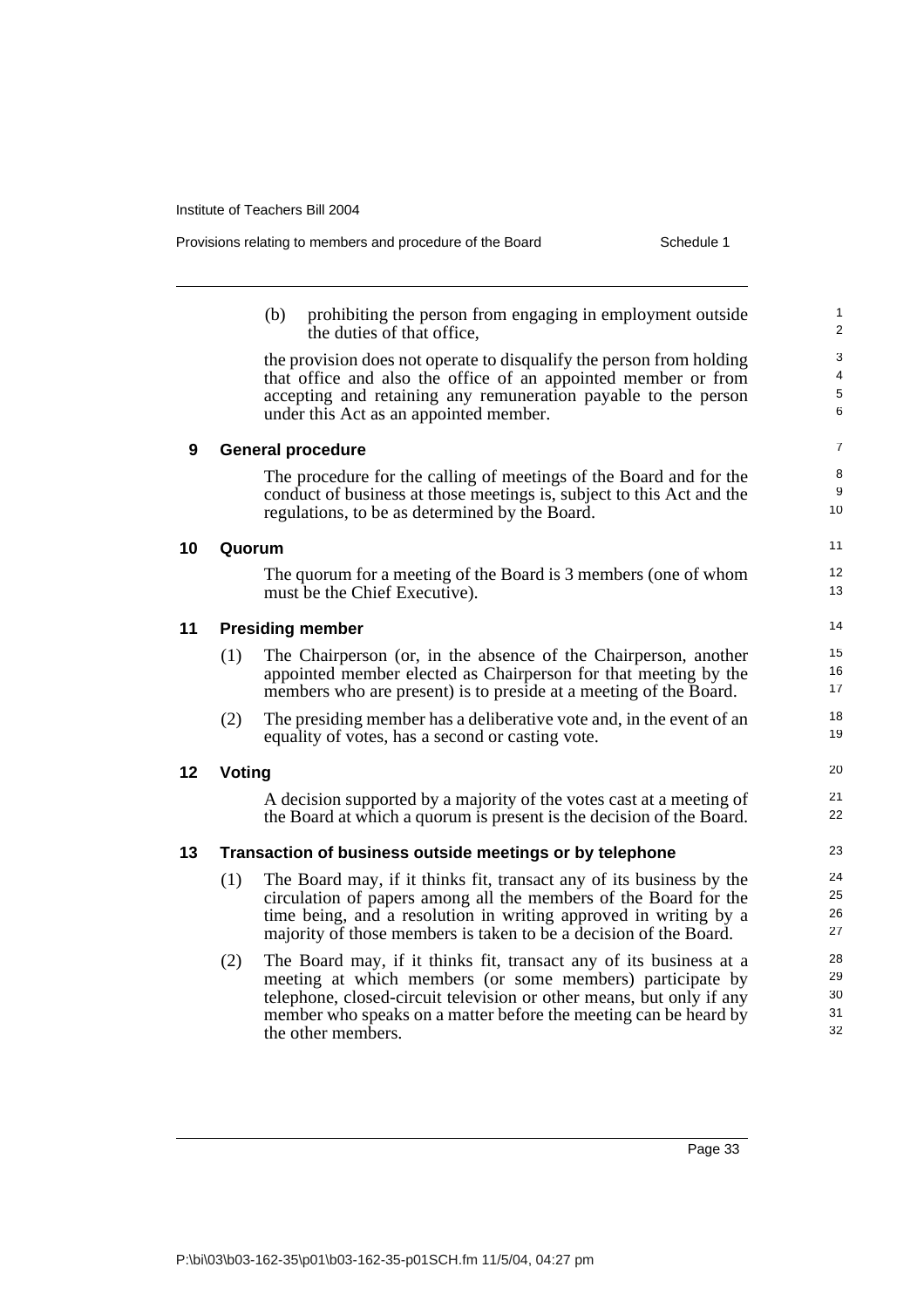(b) prohibiting the person from engaging in employment outside the duties of that office,

the provision does not operate to disqualify the person from holding that office and also the office of an appointed member or from accepting and retaining any remuneration payable to the person under this Act as an appointed member.

**9 General procedure**

The procedure for the calling of meetings of the Board and for the conduct of business at those meetings is, subject to this Act and the regulations, to be as determined by the Board.

**10 Quorum**

The quorum for a meeting of the Board is 3 members (one of whom must be the Chief Executive).

**11 Presiding member**

(1) The Chairperson (or, in the absence of the Chairperson, another appointed member elected as Chairperson for that meeting by the members who are present) is to preside at a meeting of the Board.

(2) The presiding member has a deliberative vote and, in the event of an equality of votes, has a second or casting vote.

**12 Voting**

A decision supported by a majority of the votes cast at a meeting of the Board at which a quorum is present is the decision of the Board.

**13 Transaction of business outside meetings or by telephone**

(1) The Board may, if it thinks fit, transact any of its business by the circulation of papers among all the members of the Board for the time being, and a resolution in writing approved in writing by a majority of those members is taken to be a decision of the Board.

(2) The Board may, if it thinks fit, transact any of its business at a meeting at which members (or some members) participate by telephone, closed-circuit television or other means, but only if any member who speaks on a matter before the meeting can be heard by the other members.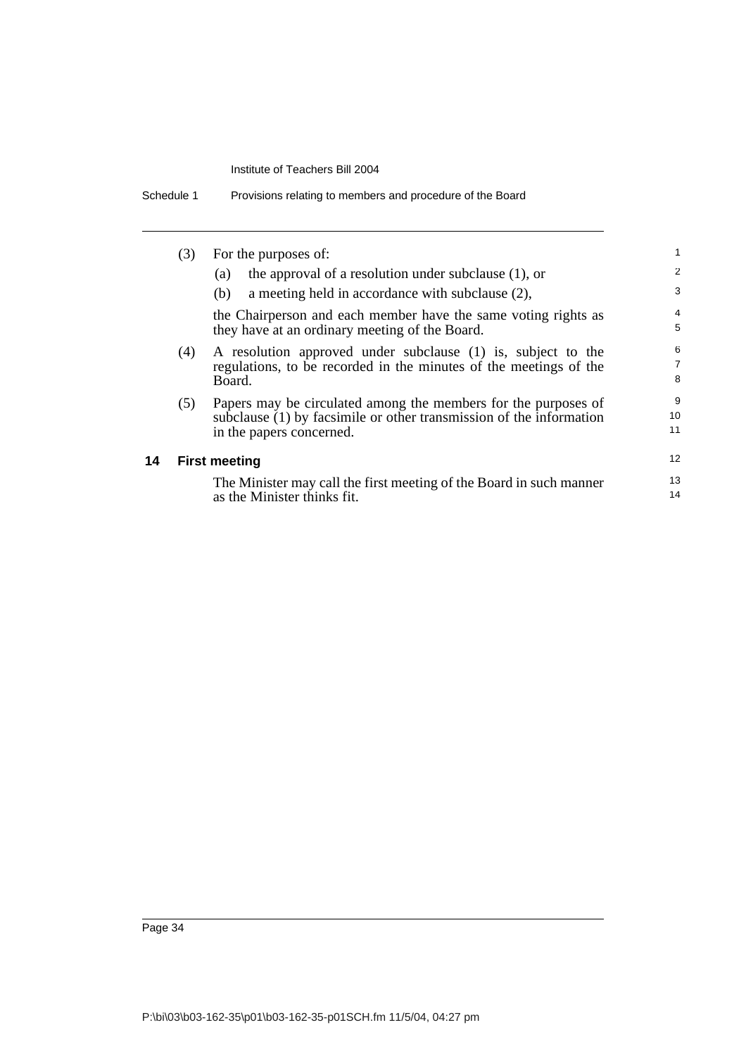(3) For the purposes of:

(a) the approval of a resolution under subclause (1), or

(b) a meeting held in accordance with subclause (2),

the Chairperson and each member have the same voting rights as they have at an ordinary meeting of the Board.

(4) A resolution approved under subclause (1) is, subject to the regulations, to be recorded in the minutes of the meetings of the Board.

(5) Papers may be circulated among the members for the purposes of subclause (1) by facsimile or other transmission of the information in the papers concerned.

### 14 First meeting

The Minister may call the first meeting of the Board in such manner as the Minister thinks fit.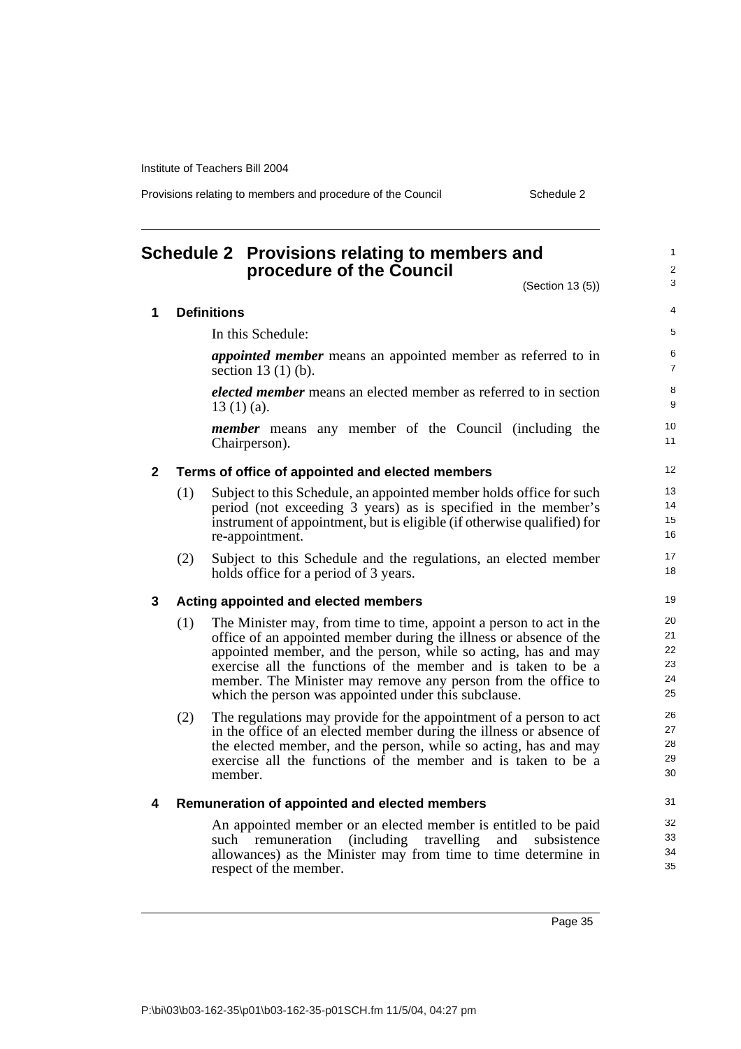# Schedule 2 Provisions relating to members and procedure of the Council

(Section 13 (5))

## 1 Definitions

In this Schedule:

***appointed member*** means an appointed member as referred to in section 13 (1) (b).

***elected member*** means an elected member as referred to in section 13 (1) (a).

***member*** means any member of the Council (including the Chairperson).

## 2 Terms of office of appointed and elected members

(1) Subject to this Schedule, an appointed member holds office for such period (not exceeding 3 years) as is specified in the member's instrument of appointment, but is eligible (if otherwise qualified) for re-appointment.

(2) Subject to this Schedule and the regulations, an elected member holds office for a period of 3 years.

## 3 Acting appointed and elected members

(1) The Minister may, from time to time, appoint a person to act in the office of an appointed member during the illness or absence of the appointed member, and the person, while so acting, has and may exercise all the functions of the member and is taken to be a member. The Minister may remove any person from the office to which the person was appointed under this subclause.

(2) The regulations may provide for the appointment of a person to act in the office of an elected member during the illness or absence of the elected member, and the person, while so acting, has and may exercise all the functions of the member and is taken to be a member.

## 4 Remuneration of appointed and elected members

An appointed member or an elected member is entitled to be paid such remuneration (including travelling and subsistence allowances) as the Minister may from time to time determine in respect of the member.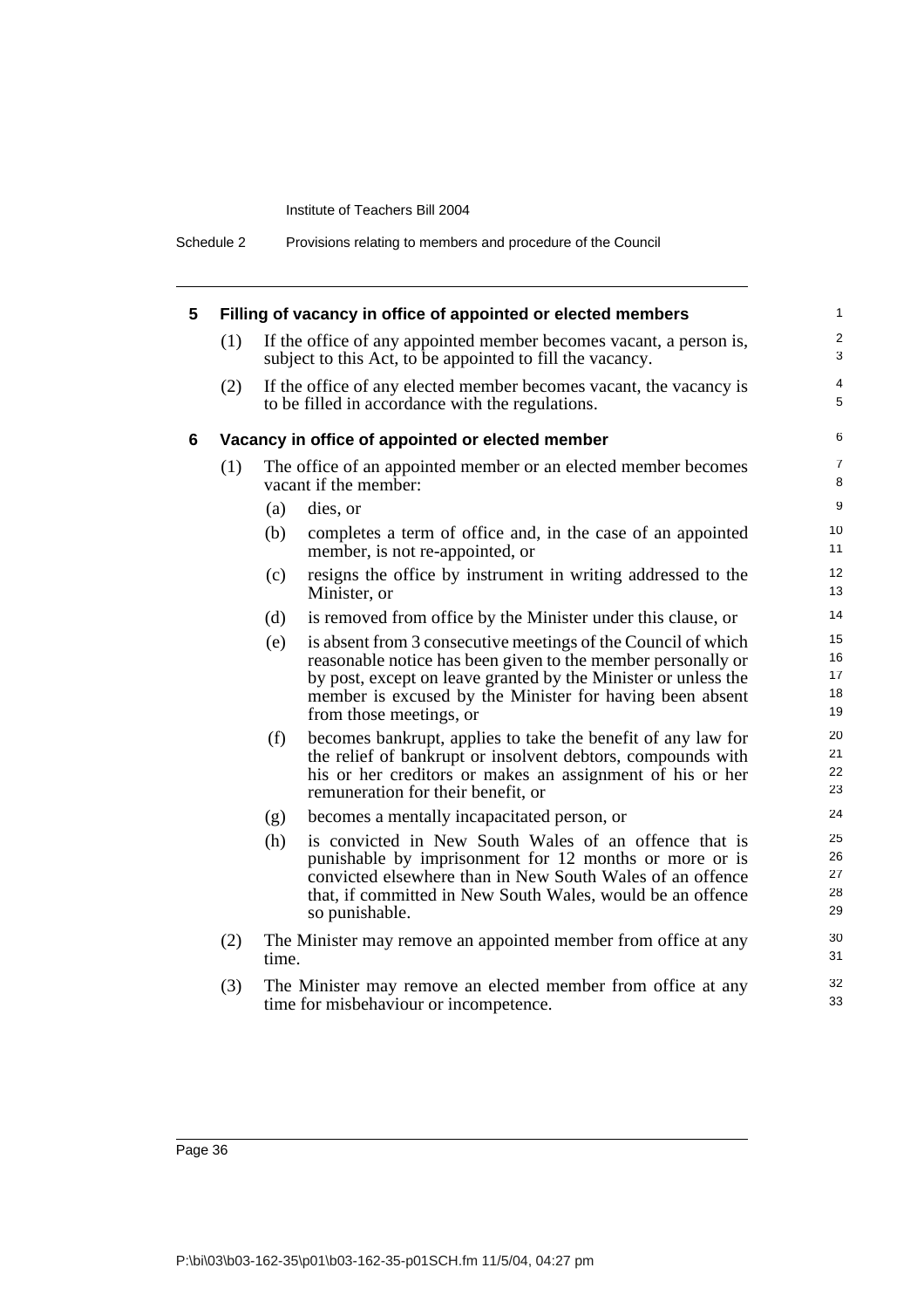### 5 Filling of vacancy in office of appointed or elected members

(1) If the office of any appointed member becomes vacant, a person is, subject to this Act, to be appointed to fill the vacancy.

(2) If the office of any elected member becomes vacant, the vacancy is to be filled in accordance with the regulations.

### 6 Vacancy in office of appointed or elected member

(1) The office of an appointed member or an elected member becomes vacant if the member:

- (a) dies, or
- (b) completes a term of office and, in the case of an appointed member, is not re-appointed, or
- (c) resigns the office by instrument in writing addressed to the Minister, or
- (d) is removed from office by the Minister under this clause, or
- (e) is absent from 3 consecutive meetings of the Council of which reasonable notice has been given to the member personally or by post, except on leave granted by the Minister or unless the member is excused by the Minister for having been absent from those meetings, or
- (f) becomes bankrupt, applies to take the benefit of any law for the relief of bankrupt or insolvent debtors, compounds with his or her creditors or makes an assignment of his or her remuneration for their benefit, or
- (g) becomes a mentally incapacitated person, or
- (h) is convicted in New South Wales of an offence that is punishable by imprisonment for 12 months or more or is convicted elsewhere than in New South Wales of an offence that, if committed in New South Wales, would be an offence so punishable.

(2) The Minister may remove an appointed member from office at any time.

(3) The Minister may remove an elected member from office at any time for misbehaviour or incompetence.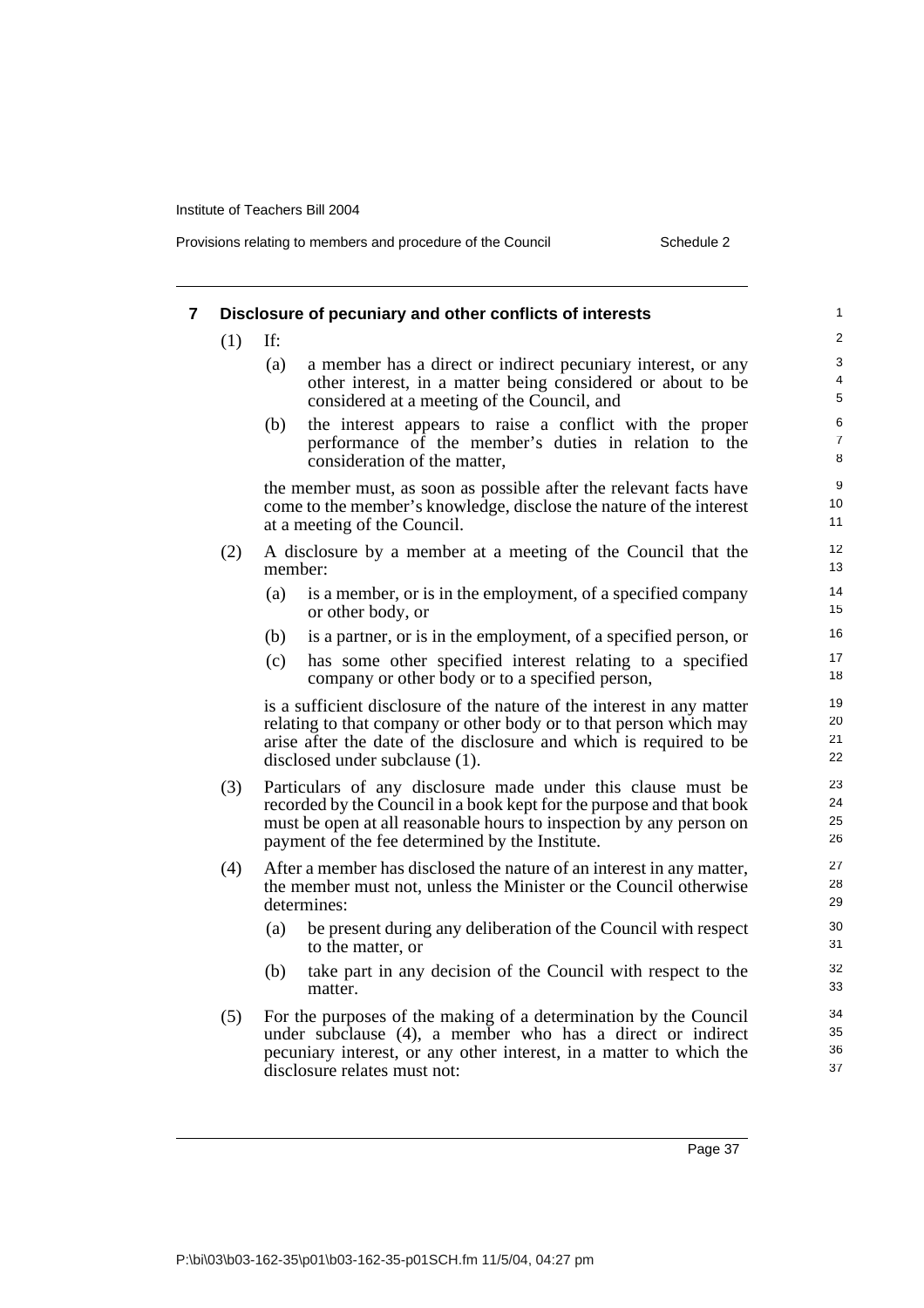## 7 Disclosure of pecuniary and other conflicts of interests

(1) If:

- (a) a member has a direct or indirect pecuniary interest, or any other interest, in a matter being considered or about to be considered at a meeting of the Council, and
- (b) the interest appears to raise a conflict with the proper performance of the member's duties in relation to the consideration of the matter,

the member must, as soon as possible after the relevant facts have come to the member's knowledge, disclose the nature of the interest at a meeting of the Council.

(2) A disclosure by a member at a meeting of the Council that the member:

- (a) is a member, or is in the employment, of a specified company or other body, or
- (b) is a partner, or is in the employment, of a specified person, or
- (c) has some other specified interest relating to a specified company or other body or to a specified person,

is a sufficient disclosure of the nature of the interest in any matter relating to that company or other body or to that person which may arise after the date of the disclosure and which is required to be disclosed under subclause (1).

(3) Particulars of any disclosure made under this clause must be recorded by the Council in a book kept for the purpose and that book must be open at all reasonable hours to inspection by any person on payment of the fee determined by the Institute.

(4) After a member has disclosed the nature of an interest in any matter, the member must not, unless the Minister or the Council otherwise determines:

- (a) be present during any deliberation of the Council with respect to the matter, or
- (b) take part in any decision of the Council with respect to the matter.

(5) For the purposes of the making of a determination by the Council under subclause (4), a member who has a direct or indirect pecuniary interest, or any other interest, in a matter to which the disclosure relates must not: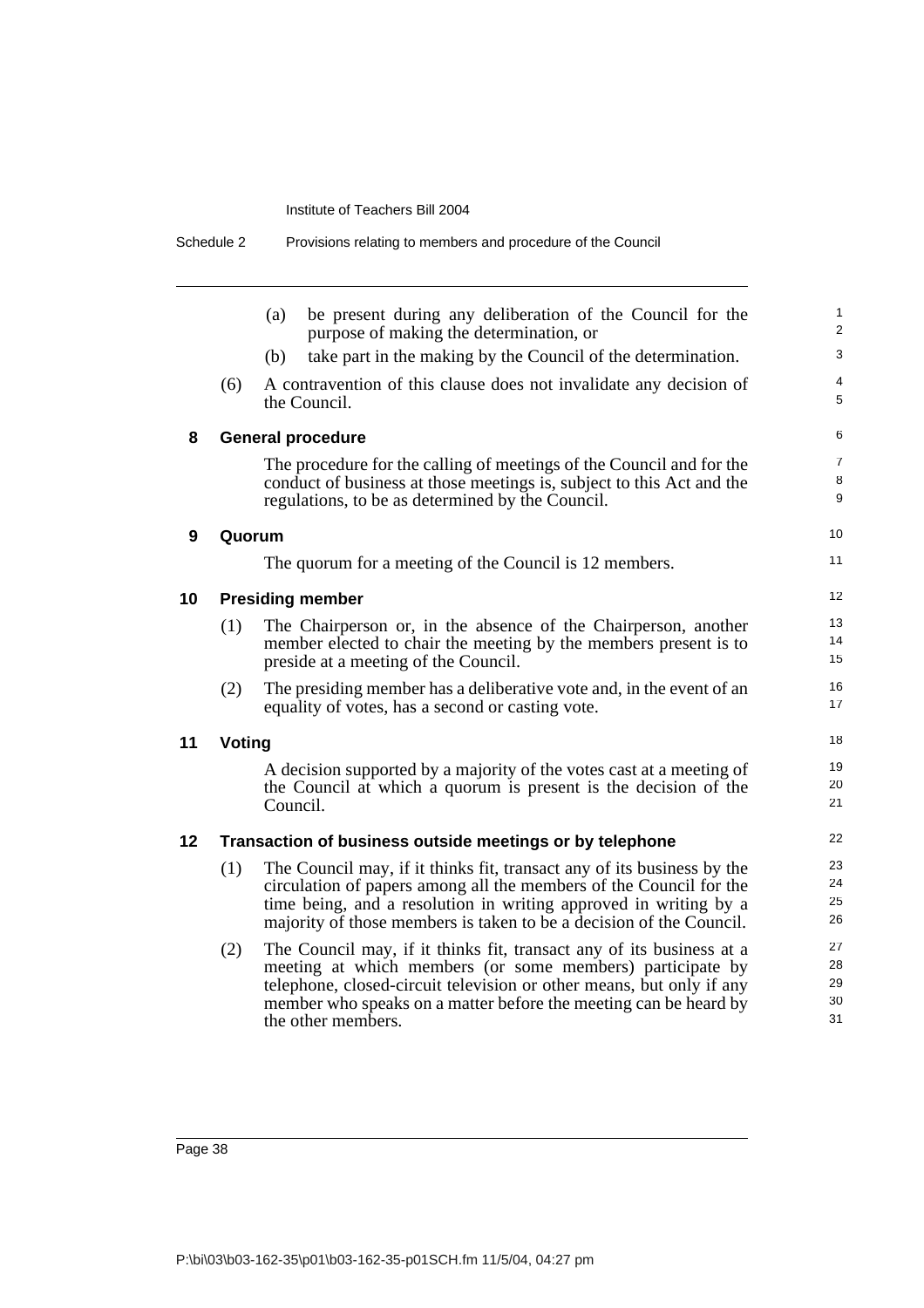(a) be present during any deliberation of the Council for the purpose of making the determination, or

(b) take part in the making by the Council of the determination.

(6) A contravention of this clause does not invalidate any decision of the Council.

**8 General procedure**

The procedure for the calling of meetings of the Council and for the conduct of business at those meetings is, subject to this Act and the regulations, to be as determined by the Council.

**9 Quorum**

The quorum for a meeting of the Council is 12 members.

**10 Presiding member**

(1) The Chairperson or, in the absence of the Chairperson, another member elected to chair the meeting by the members present is to preside at a meeting of the Council.

(2) The presiding member has a deliberative vote and, in the event of an equality of votes, has a second or casting vote.

**11 Voting**

A decision supported by a majority of the votes cast at a meeting of the Council at which a quorum is present is the decision of the Council.

**12 Transaction of business outside meetings or by telephone**

(1) The Council may, if it thinks fit, transact any of its business by the circulation of papers among all the members of the Council for the time being, and a resolution in writing approved in writing by a majority of those members is taken to be a decision of the Council.

(2) The Council may, if it thinks fit, transact any of its business at a meeting at which members (or some members) participate by telephone, closed-circuit television or other means, but only if any member who speaks on a matter before the meeting can be heard by the other members.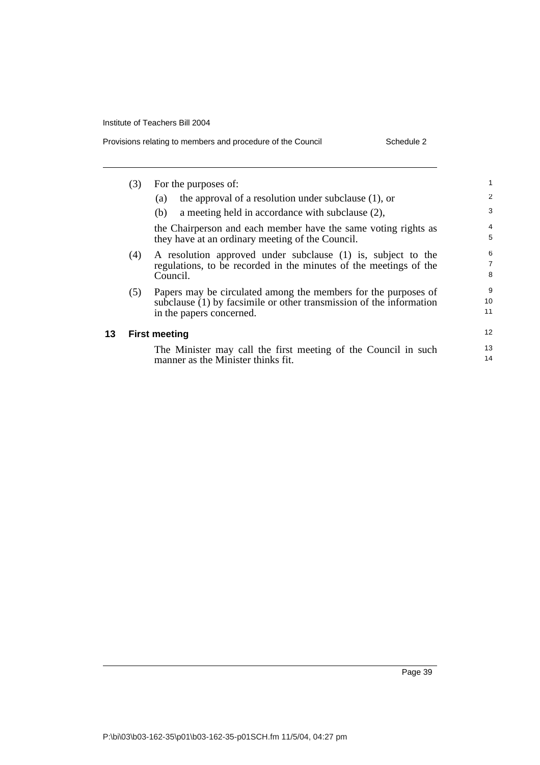(3) For the purposes of:

(a) the approval of a resolution under subclause (1), or

(b) a meeting held in accordance with subclause (2),

the Chairperson and each member have the same voting rights as they have at an ordinary meeting of the Council.

(4) A resolution approved under subclause (1) is, subject to the regulations, to be recorded in the minutes of the meetings of the Council.

(5) Papers may be circulated among the members for the purposes of subclause (1) by facsimile or other transmission of the information in the papers concerned.

### 13 First meeting

The Minister may call the first meeting of the Council in such manner as the Minister thinks fit.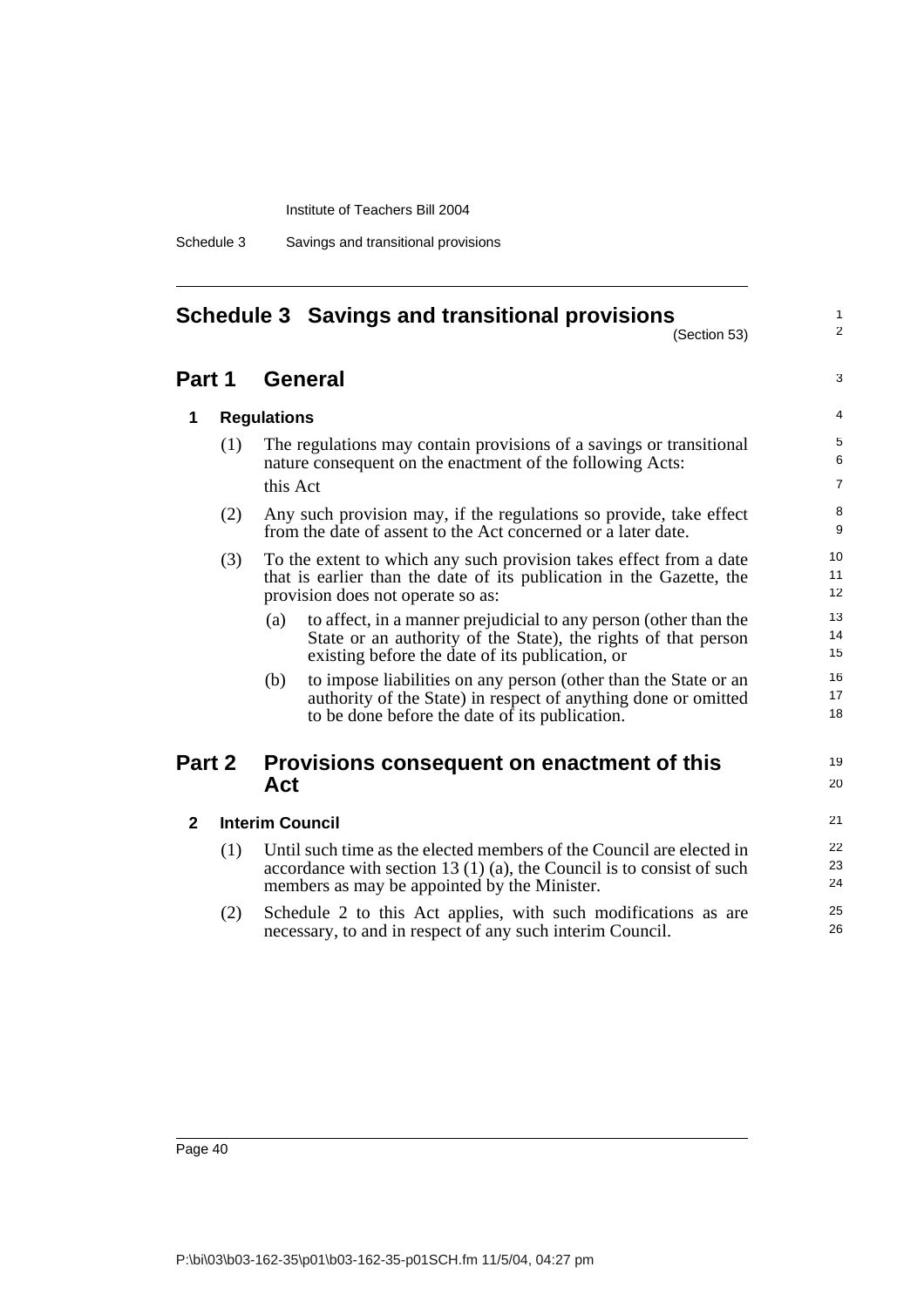# Schedule 3 Savings and transitional provisions

(Section 53)

## Part 1 General

### 1 Regulations

(1) The regulations may contain provisions of a savings or transitional nature consequent on the enactment of the following Acts:

this Act

(2) Any such provision may, if the regulations so provide, take effect from the date of assent to the Act concerned or a later date.

(3) To the extent to which any such provision takes effect from a date that is earlier than the date of its publication in the Gazette, the provision does not operate so as:

(a) to affect, in a manner prejudicial to any person (other than the State or an authority of the State), the rights of that person existing before the date of its publication, or

(b) to impose liabilities on any person (other than the State or an authority of the State) in respect of anything done or omitted to be done before the date of its publication.

## Part 2 Provisions consequent on enactment of this Act

### 2 Interim Council

(1) Until such time as the elected members of the Council are elected in accordance with section 13 (1) (a), the Council is to consist of such members as may be appointed by the Minister.

(2) Schedule 2 to this Act applies, with such modifications as are necessary, to and in respect of any such interim Council.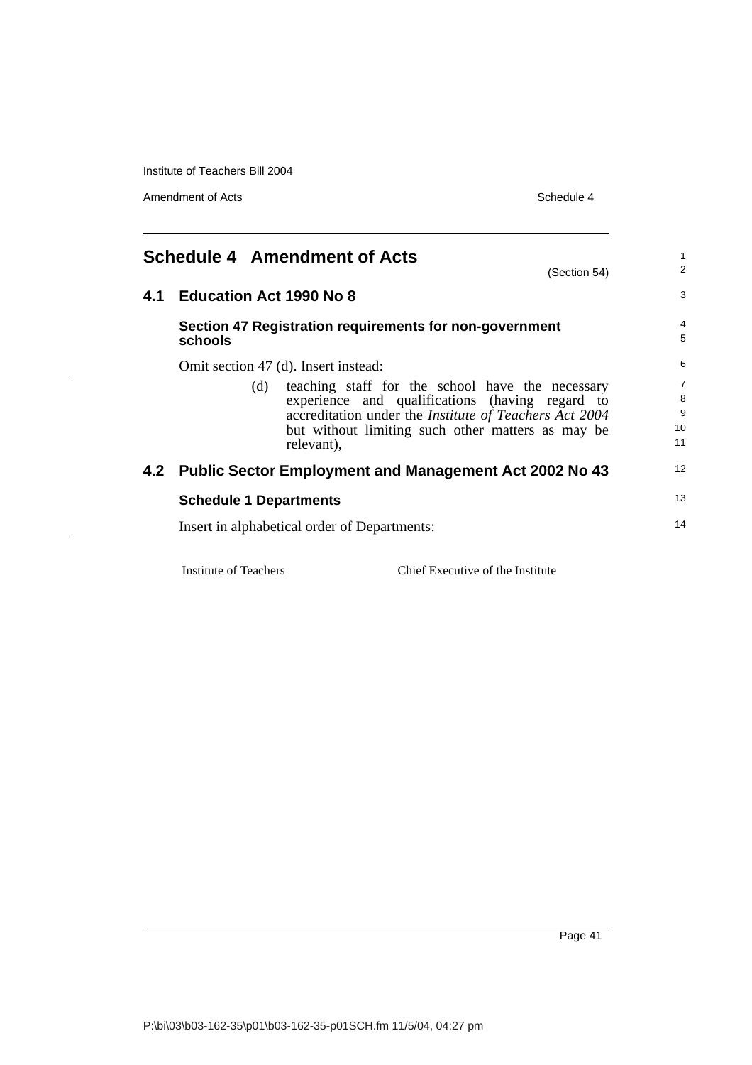# Schedule 4 Amendment of Acts

(Section 54)

## 4.1 Education Act 1990 No 8

### Section 47 Registration requirements for non-government schools

Omit section 47 (d). Insert instead:

> (d) teaching staff for the school have the necessary experience and qualifications (having regard to accreditation under the *Institute of Teachers Act 2004* but without limiting such other matters as may be relevant),

## 4.2 Public Sector Employment and Management Act 2002 No 43

### Schedule 1 Departments

Insert in alphabetical order of Departments:

| | |
|---|---|
| Institute of Teachers | Chief Executive of the Institute |